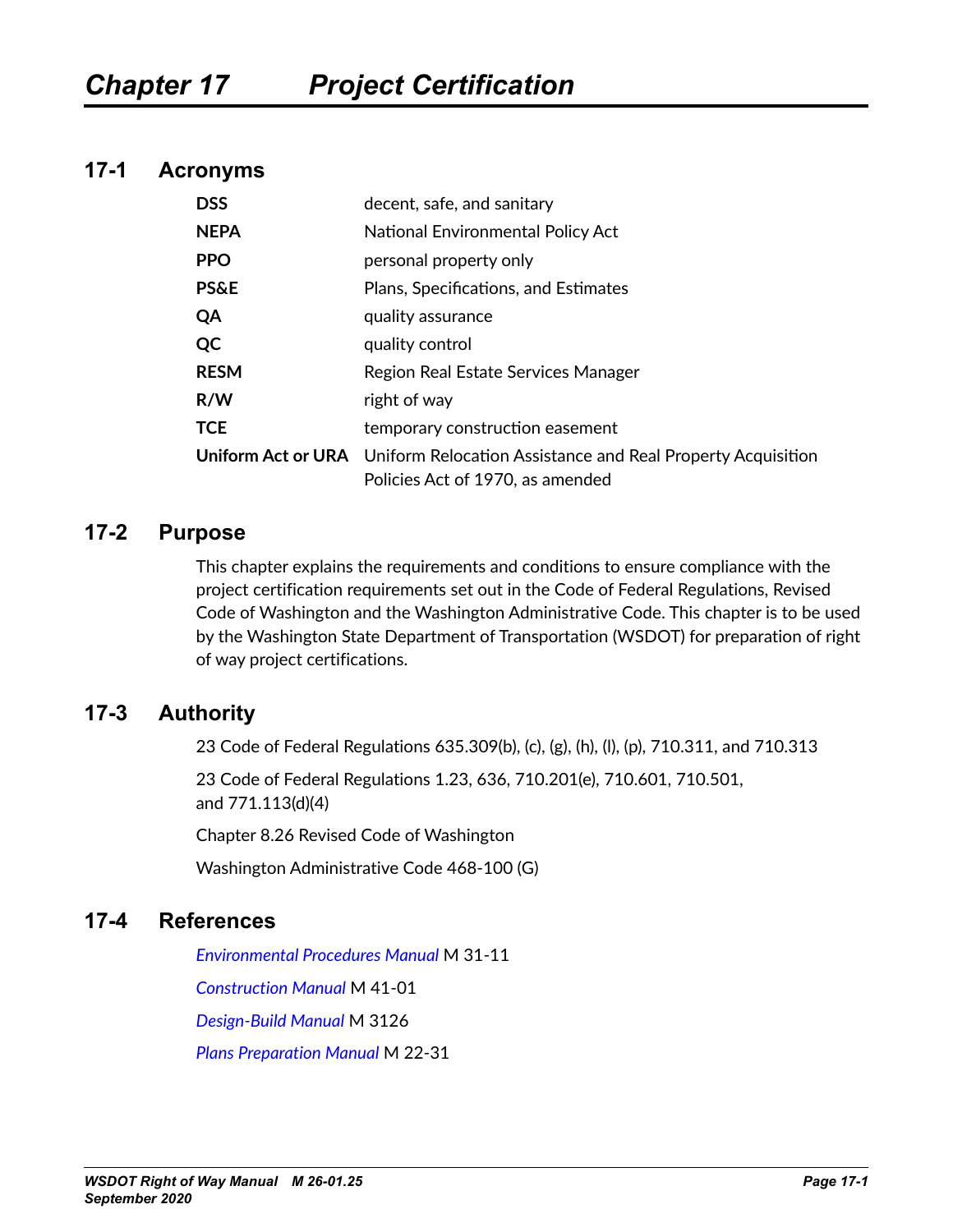# Chapter 17 Project Certification

## 17-1 Acronyms

| | |
|---|---|
| **DSS** | decent, safe, and sanitary |
| **NEPA** | National Environmental Policy Act |
| **PPO** | personal property only |
| **PS&E** | Plans, Specifications, and Estimates |
| **QA** | quality assurance |
| **QC** | quality control |
| **RESM** | Region Real Estate Services Manager |
| **R/W** | right of way |
| **TCE** | temporary construction easement |
| **Uniform Act or URA** | Uniform Relocation Assistance and Real Property Acquisition Policies Act of 1970, as amended |

## 17-2 Purpose

This chapter explains the requirements and conditions to ensure compliance with the project certification requirements set out in the Code of Federal Regulations, Revised Code of Washington and the Washington Administrative Code. This chapter is to be used by the Washington State Department of Transportation (WSDOT) for preparation of right of way project certifications.

## 17-3 Authority

23 Code of Federal Regulations 635.309(b), (c), (g), (h), (l), (p), 710.311, and 710.313

23 Code of Federal Regulations 1.23, 636, 710.201(e), 710.601, 710.501, and 771.113(d)(4)

Chapter 8.26 Revised Code of Washington

Washington Administrative Code 468-100 (G)

## 17-4 References

*Environmental Procedures Manual* M 31-11

*Construction Manual* M 41-01

*Design-Build Manual* M 3126

*Plans Preparation Manual* M 22-31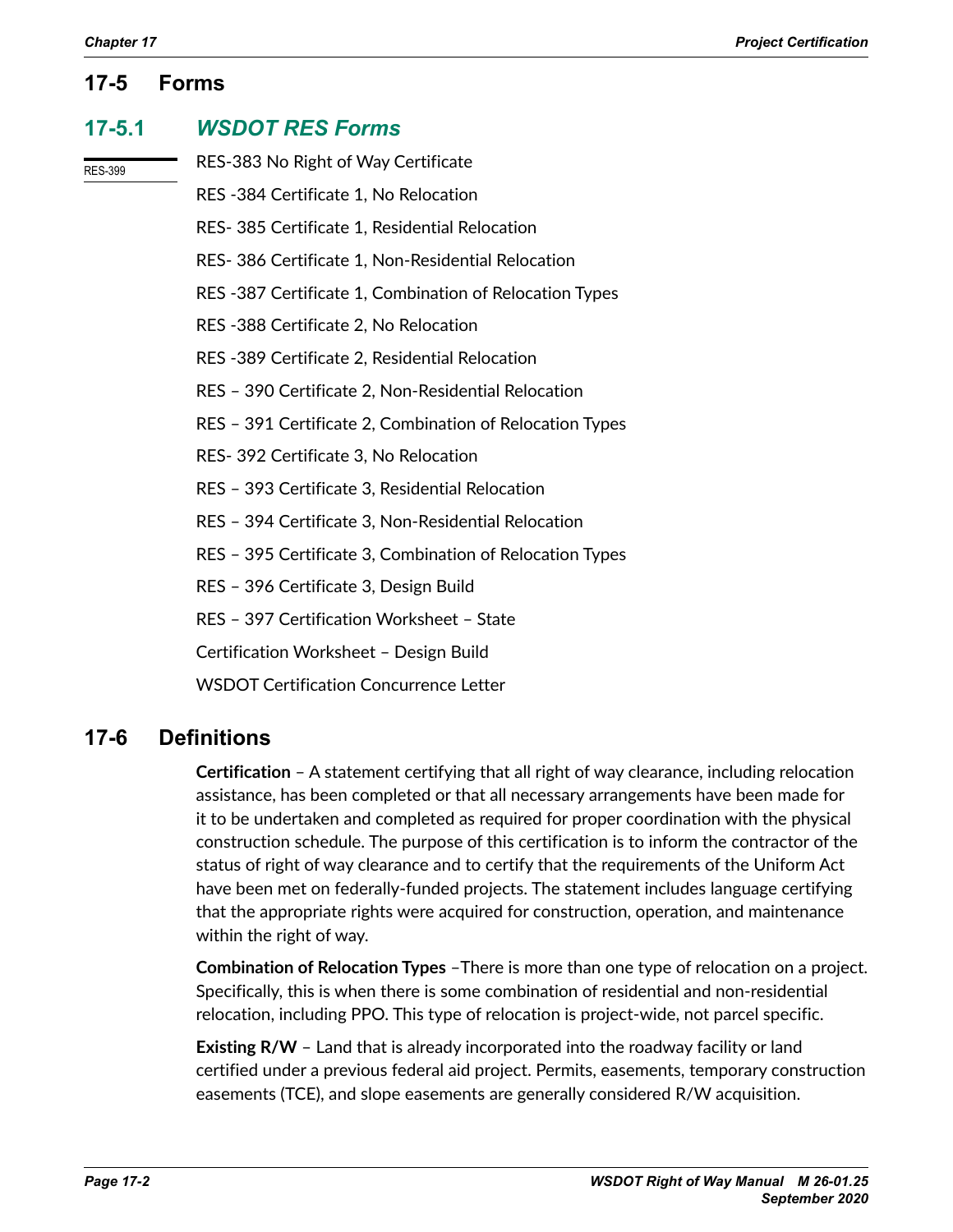## 17-5 Forms

### 17-5.1 *WSDOT RES Forms*

RES-399

RES-383 No Right of Way Certificate

RES -384 Certificate 1, No Relocation

RES- 385 Certificate 1, Residential Relocation

RES- 386 Certificate 1, Non-Residential Relocation

RES -387 Certificate 1, Combination of Relocation Types

RES -388 Certificate 2, No Relocation

RES -389 Certificate 2, Residential Relocation

RES – 390 Certificate 2, Non-Residential Relocation

RES – 391 Certificate 2, Combination of Relocation Types

RES- 392 Certificate 3, No Relocation

RES – 393 Certificate 3, Residential Relocation

RES – 394 Certificate 3, Non-Residential Relocation

RES – 395 Certificate 3, Combination of Relocation Types

RES – 396 Certificate 3, Design Build

RES – 397 Certification Worksheet – State

Certification Worksheet – Design Build

WSDOT Certification Concurrence Letter

## 17-6 Definitions

**Certification** – A statement certifying that all right of way clearance, including relocation assistance, has been completed or that all necessary arrangements have been made for it to be undertaken and completed as required for proper coordination with the physical construction schedule. The purpose of this certification is to inform the contractor of the status of right of way clearance and to certify that the requirements of the Uniform Act have been met on federally-funded projects. The statement includes language certifying that the appropriate rights were acquired for construction, operation, and maintenance within the right of way.

**Combination of Relocation Types** –There is more than one type of relocation on a project. Specifically, this is when there is some combination of residential and non-residential relocation, including PPO. This type of relocation is project-wide, not parcel specific.

**Existing R/W** – Land that is already incorporated into the roadway facility or land certified under a previous federal aid project. Permits, easements, temporary construction easements (TCE), and slope easements are generally considered R/W acquisition.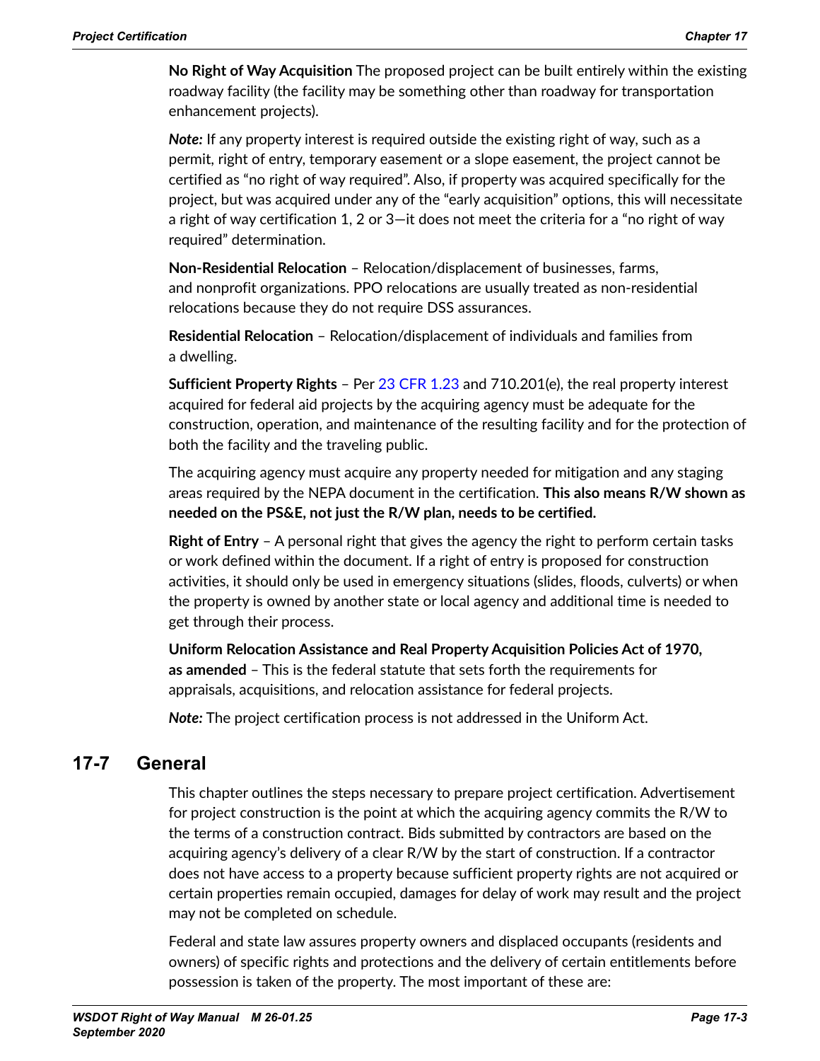**No Right of Way Acquisition** The proposed project can be built entirely within the existing roadway facility (the facility may be something other than roadway for transportation enhancement projects).

***Note:*** If any property interest is required outside the existing right of way, such as a permit, right of entry, temporary easement or a slope easement, the project cannot be certified as "no right of way required". Also, if property was acquired specifically for the project, but was acquired under any of the "early acquisition" options, this will necessitate a right of way certification 1, 2 or 3—it does not meet the criteria for a "no right of way required" determination.

**Non-Residential Relocation** – Relocation/displacement of businesses, farms, and nonprofit organizations. PPO relocations are usually treated as non-residential relocations because they do not require DSS assurances.

**Residential Relocation** – Relocation/displacement of individuals and families from a dwelling.

**Sufficient Property Rights** – Per 23 CFR 1.23 and 710.201(e), the real property interest acquired for federal aid projects by the acquiring agency must be adequate for the construction, operation, and maintenance of the resulting facility and for the protection of both the facility and the traveling public.

The acquiring agency must acquire any property needed for mitigation and any staging areas required by the NEPA document in the certification. **This also means R/W shown as needed on the PS&E, not just the R/W plan, needs to be certified.**

**Right of Entry** – A personal right that gives the agency the right to perform certain tasks or work defined within the document. If a right of entry is proposed for construction activities, it should only be used in emergency situations (slides, floods, culverts) or when the property is owned by another state or local agency and additional time is needed to get through their process.

**Uniform Relocation Assistance and Real Property Acquisition Policies Act of 1970, as amended** – This is the federal statute that sets forth the requirements for appraisals, acquisitions, and relocation assistance for federal projects.

***Note:*** The project certification process is not addressed in the Uniform Act.

## 17-7 General

This chapter outlines the steps necessary to prepare project certification. Advertisement for project construction is the point at which the acquiring agency commits the R/W to the terms of a construction contract. Bids submitted by contractors are based on the acquiring agency's delivery of a clear R/W by the start of construction. If a contractor does not have access to a property because sufficient property rights are not acquired or certain properties remain occupied, damages for delay of work may result and the project may not be completed on schedule.

Federal and state law assures property owners and displaced occupants (residents and owners) of specific rights and protections and the delivery of certain entitlements before possession is taken of the property. The most important of these are: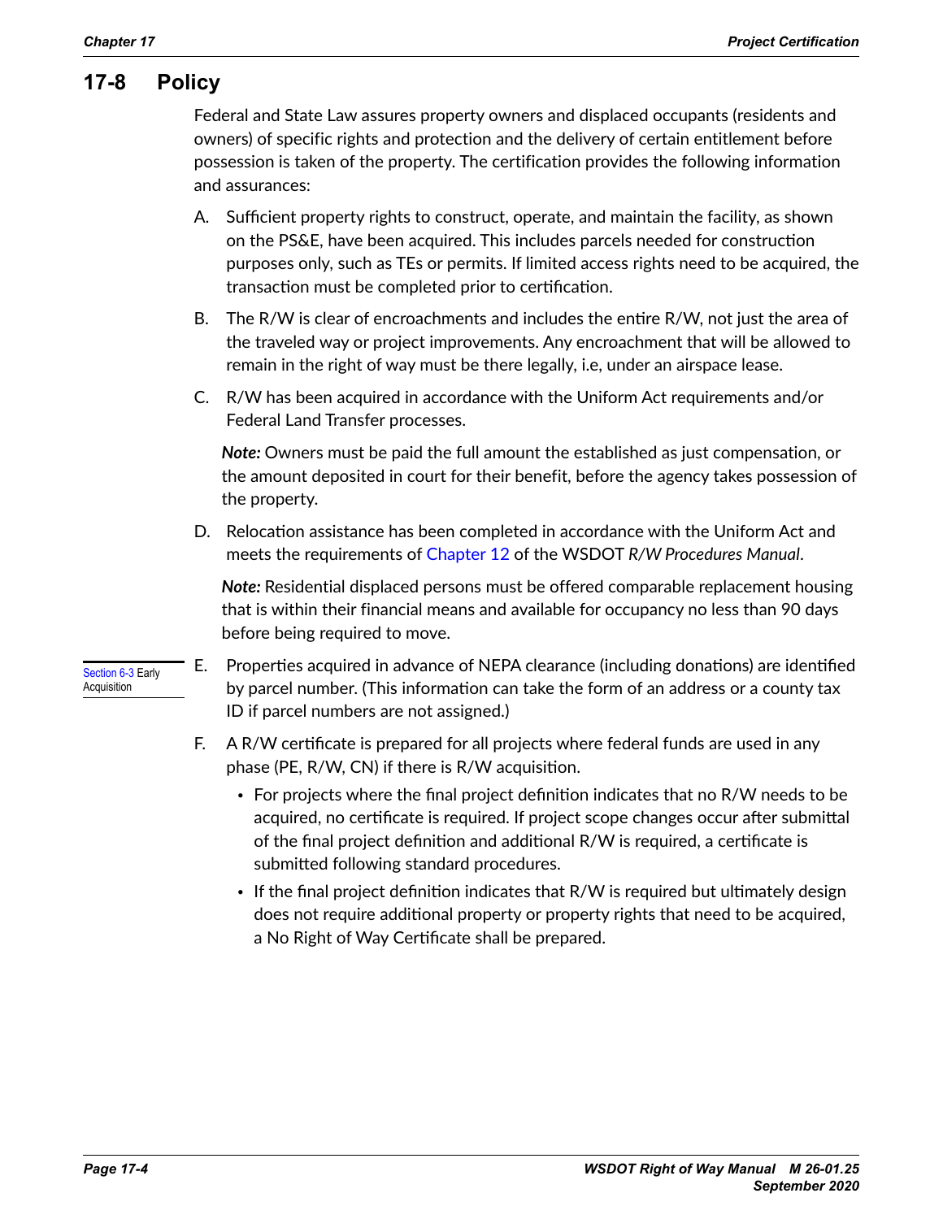## 17-8 Policy

Federal and State Law assures property owners and displaced occupants (residents and owners) of specific rights and protection and the delivery of certain entitlement before possession is taken of the property. The certification provides the following information and assurances:

A. Sufficient property rights to construct, operate, and maintain the facility, as shown on the PS&E, have been acquired. This includes parcels needed for construction purposes only, such as TEs or permits. If limited access rights need to be acquired, the transaction must be completed prior to certification.

B. The R/W is clear of encroachments and includes the entire R/W, not just the area of the traveled way or project improvements. Any encroachment that will be allowed to remain in the right of way must be there legally, i.e, under an airspace lease.

C. R/W has been acquired in accordance with the Uniform Act requirements and/or Federal Land Transfer processes.

   ***Note:*** Owners must be paid the full amount the established as just compensation, or the amount deposited in court for their benefit, before the agency takes possession of the property.

D. Relocation assistance has been completed in accordance with the Uniform Act and meets the requirements of Chapter 12 of the WSDOT *R/W Procedures Manual*.

   ***Note:*** Residential displaced persons must be offered comparable replacement housing that is within their financial means and available for occupancy no less than 90 days before being required to move.

Section 6-3 Early Acquisition

E. Properties acquired in advance of NEPA clearance (including donations) are identified by parcel number. (This information can take the form of an address or a county tax ID if parcel numbers are not assigned.)

F. A R/W certificate is prepared for all projects where federal funds are used in any phase (PE, R/W, CN) if there is R/W acquisition.

   - For projects where the final project definition indicates that no R/W needs to be acquired, no certificate is required. If project scope changes occur after submittal of the final project definition and additional R/W is required, a certificate is submitted following standard procedures.
   - If the final project definition indicates that R/W is required but ultimately design does not require additional property or property rights that need to be acquired, a No Right of Way Certificate shall be prepared.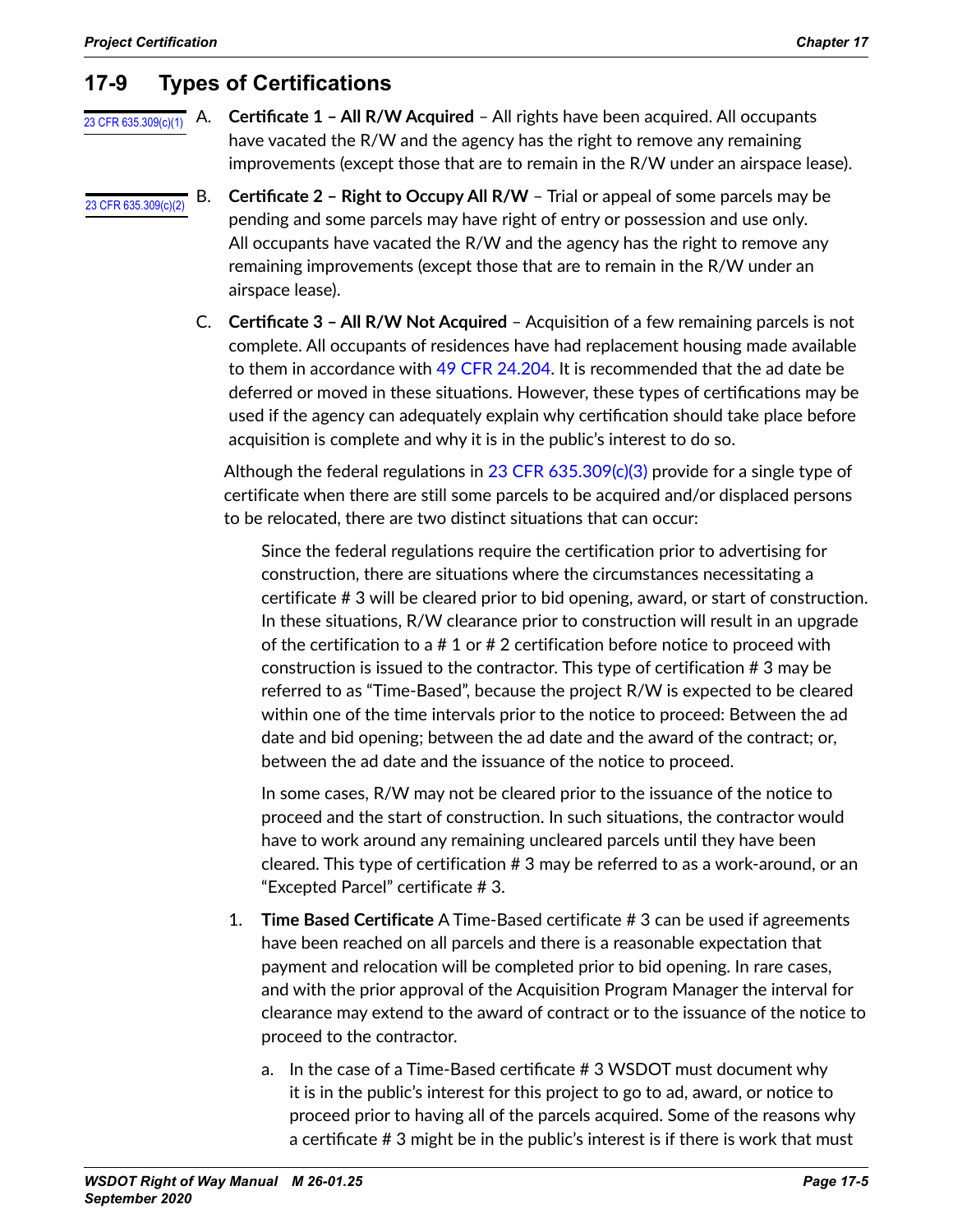## 17-9 Types of Certifications

23 CFR 635.309(c)(1)

A. **Certificate 1 – All R/W Acquired** – All rights have been acquired. All occupants have vacated the R/W and the agency has the right to remove any remaining improvements (except those that are to remain in the R/W under an airspace lease).

23 CFR 635.309(c)(2)

B. **Certificate 2 – Right to Occupy All R/W** – Trial or appeal of some parcels may be pending and some parcels may have right of entry or possession and use only. All occupants have vacated the R/W and the agency has the right to remove any remaining improvements (except those that are to remain in the R/W under an airspace lease).

C. **Certificate 3 – All R/W Not Acquired** – Acquisition of a few remaining parcels is not complete. All occupants of residences have had replacement housing made available to them in accordance with 49 CFR 24.204. It is recommended that the ad date be deferred or moved in these situations. However, these types of certifications may be used if the agency can adequately explain why certification should take place before acquisition is complete and why it is in the public's interest to do so.

Although the federal regulations in 23 CFR 635.309(c)(3) provide for a single type of certificate when there are still some parcels to be acquired and/or displaced persons to be relocated, there are two distinct situations that can occur:

Since the federal regulations require the certification prior to advertising for construction, there are situations where the circumstances necessitating a certificate # 3 will be cleared prior to bid opening, award, or start of construction. In these situations, R/W clearance prior to construction will result in an upgrade of the certification to a # 1 or # 2 certification before notice to proceed with construction is issued to the contractor. This type of certification # 3 may be referred to as "Time-Based", because the project R/W is expected to be cleared within one of the time intervals prior to the notice to proceed: Between the ad date and bid opening; between the ad date and the award of the contract; or, between the ad date and the issuance of the notice to proceed.

In some cases, R/W may not be cleared prior to the issuance of the notice to proceed and the start of construction. In such situations, the contractor would have to work around any remaining uncleared parcels until they have been cleared. This type of certification # 3 may be referred to as a work-around, or an "Excepted Parcel" certificate # 3.

1. **Time Based Certificate** A Time-Based certificate # 3 can be used if agreements have been reached on all parcels and there is a reasonable expectation that payment and relocation will be completed prior to bid opening. In rare cases, and with the prior approval of the Acquisition Program Manager the interval for clearance may extend to the award of contract or to the issuance of the notice to proceed to the contractor.

    a. In the case of a Time-Based certificate # 3 WSDOT must document why it is in the public's interest for this project to go to ad, award, or notice to proceed prior to having all of the parcels acquired. Some of the reasons why a certificate # 3 might be in the public's interest is if there is work that must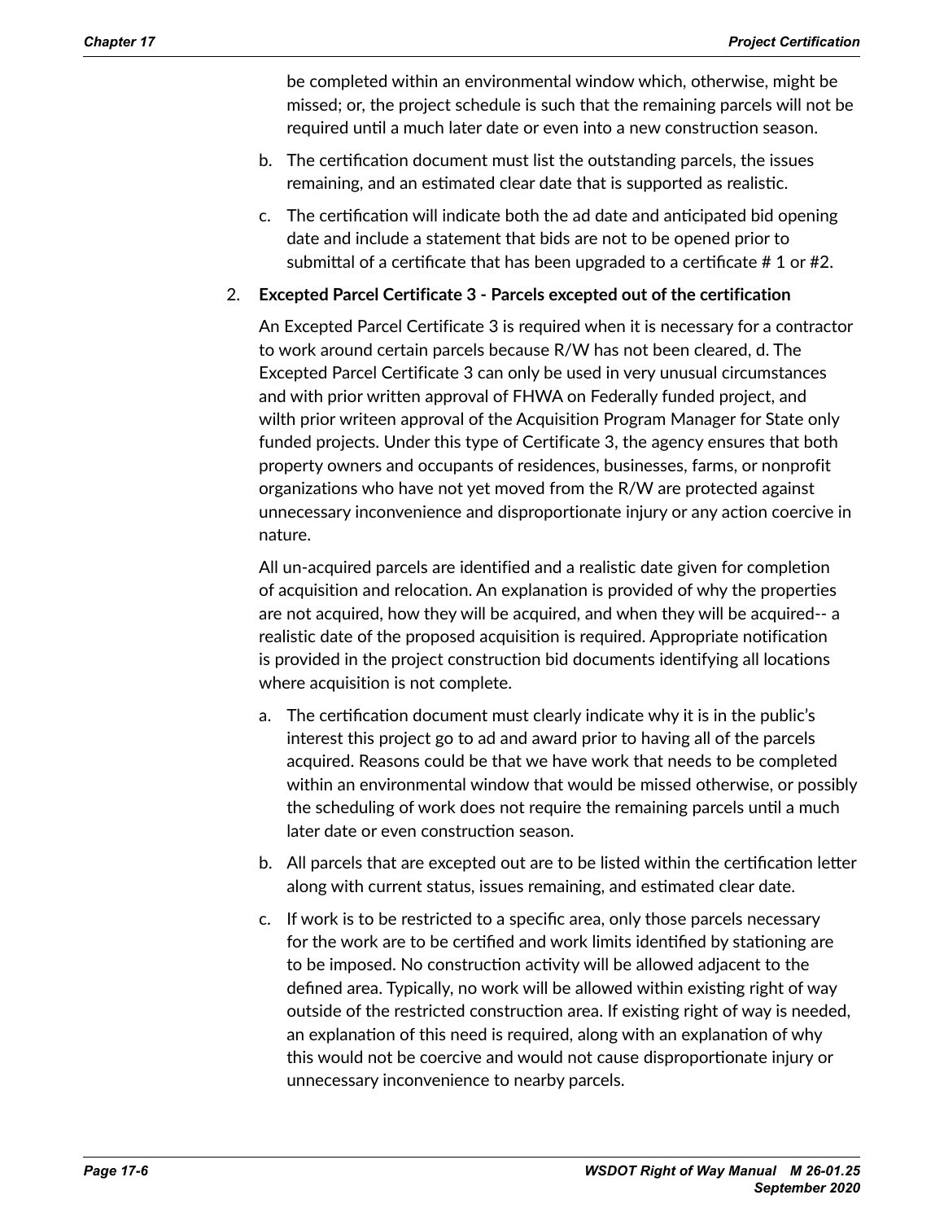be completed within an environmental window which, otherwise, might be missed; or, the project schedule is such that the remaining parcels will not be required until a much later date or even into a new construction season.

b. The certification document must list the outstanding parcels, the issues remaining, and an estimated clear date that is supported as realistic.

c. The certification will indicate both the ad date and anticipated bid opening date and include a statement that bids are not to be opened prior to submittal of a certificate that has been upgraded to a certificate # 1 or #2.

2. **Excepted Parcel Certificate 3 - Parcels excepted out of the certification**

An Excepted Parcel Certificate 3 is required when it is necessary for a contractor to work around certain parcels because R/W has not been cleared, d. The Excepted Parcel Certificate 3 can only be used in very unusual circumstances and with prior written approval of FHWA on Federally funded project, and wilth prior writeen approval of the Acquisition Program Manager for State only funded projects. Under this type of Certificate 3, the agency ensures that both property owners and occupants of residences, businesses, farms, or nonprofit organizations who have not yet moved from the R/W are protected against unnecessary inconvenience and disproportionate injury or any action coercive in nature.

All un-acquired parcels are identified and a realistic date given for completion of acquisition and relocation. An explanation is provided of why the properties are not acquired, how they will be acquired, and when they will be acquired-- a realistic date of the proposed acquisition is required. Appropriate notification is provided in the project construction bid documents identifying all locations where acquisition is not complete.

a. The certification document must clearly indicate why it is in the public's interest this project go to ad and award prior to having all of the parcels acquired. Reasons could be that we have work that needs to be completed within an environmental window that would be missed otherwise, or possibly the scheduling of work does not require the remaining parcels until a much later date or even construction season.

b. All parcels that are excepted out are to be listed within the certification letter along with current status, issues remaining, and estimated clear date.

c. If work is to be restricted to a specific area, only those parcels necessary for the work are to be certified and work limits identified by stationing are to be imposed. No construction activity will be allowed adjacent to the defined area. Typically, no work will be allowed within existing right of way outside of the restricted construction area. If existing right of way is needed, an explanation of this need is required, along with an explanation of why this would not be coercive and would not cause disproportionate injury or unnecessary inconvenience to nearby parcels.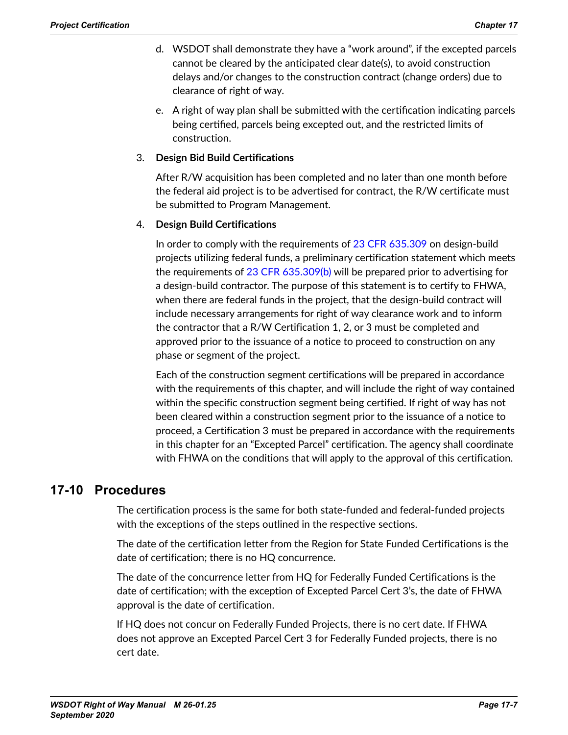d. WSDOT shall demonstrate they have a “work around”, if the excepted parcels cannot be cleared by the anticipated clear date(s), to avoid construction delays and/or changes to the construction contract (change orders) due to clearance of right of way.

e. A right of way plan shall be submitted with the certification indicating parcels being certified, parcels being excepted out, and the restricted limits of construction.

3. **Design Bid Build Certifications**

   After R/W acquisition has been completed and no later than one month before the federal aid project is to be advertised for contract, the R/W certificate must be submitted to Program Management.

4. **Design Build Certifications**

   In order to comply with the requirements of 23 CFR 635.309 on design-build projects utilizing federal funds, a preliminary certification statement which meets the requirements of 23 CFR 635.309(b) will be prepared prior to advertising for a design-build contractor. The purpose of this statement is to certify to FHWA, when there are federal funds in the project, that the design-build contract will include necessary arrangements for right of way clearance work and to inform the contractor that a R/W Certification 1, 2, or 3 must be completed and approved prior to the issuance of a notice to proceed to construction on any phase or segment of the project.

   Each of the construction segment certifications will be prepared in accordance with the requirements of this chapter, and will include the right of way contained within the specific construction segment being certified. If right of way has not been cleared within a construction segment prior to the issuance of a notice to proceed, a Certification 3 must be prepared in accordance with the requirements in this chapter for an “Excepted Parcel” certification. The agency shall coordinate with FHWA on the conditions that will apply to the approval of this certification.

## 17-10 Procedures

The certification process is the same for both state-funded and federal-funded projects with the exceptions of the steps outlined in the respective sections.

The date of the certification letter from the Region for State Funded Certifications is the date of certification; there is no HQ concurrence.

The date of the concurrence letter from HQ for Federally Funded Certifications is the date of certification; with the exception of Excepted Parcel Cert 3’s, the date of FHWA approval is the date of certification.

If HQ does not concur on Federally Funded Projects, there is no cert date. If FHWA does not approve an Excepted Parcel Cert 3 for Federally Funded projects, there is no cert date.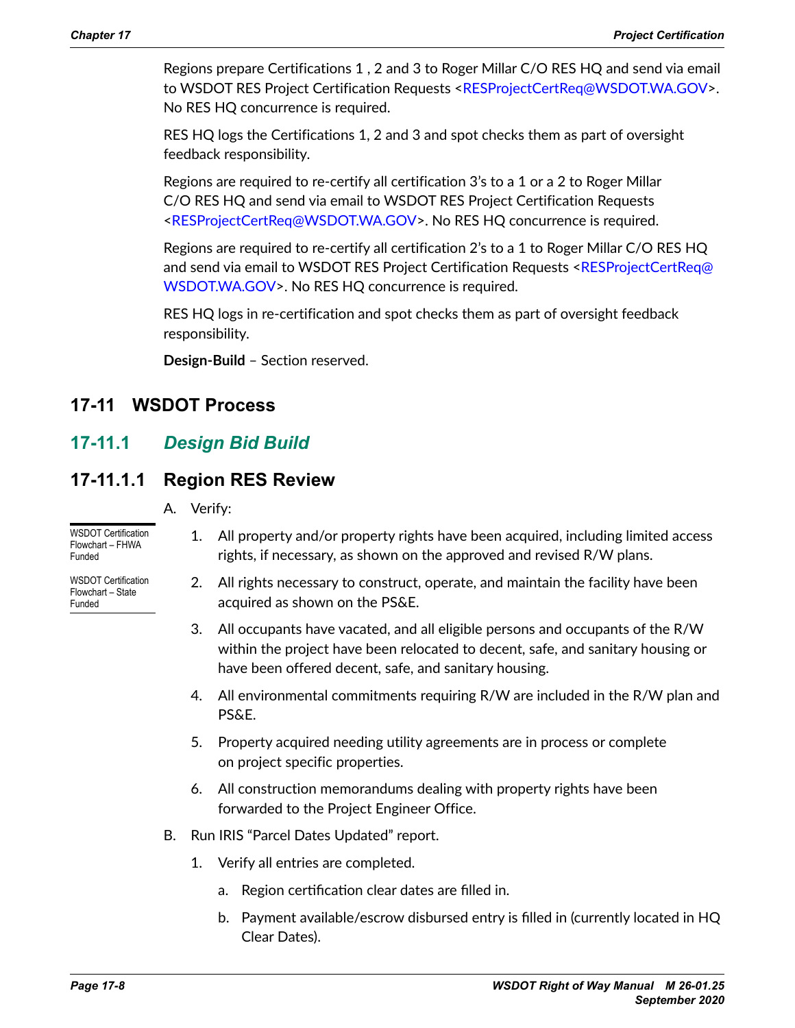Regions prepare Certifications 1 , 2 and 3 to Roger Millar C/O RES HQ and send via email to WSDOT RES Project Certification Requests <RESProjectCertReq@WSDOT.WA.GOV>. No RES HQ concurrence is required.

RES HQ logs the Certifications 1, 2 and 3 and spot checks them as part of oversight feedback responsibility.

Regions are required to re-certify all certification 3's to a 1 or a 2 to Roger Millar C/O RES HQ and send via email to WSDOT RES Project Certification Requests <RESProjectCertReq@WSDOT.WA.GOV>. No RES HQ concurrence is required.

Regions are required to re-certify all certification 2's to a 1 to Roger Millar C/O RES HQ and send via email to WSDOT RES Project Certification Requests <RESProjectCertReq@WSDOT.WA.GOV>. No RES HQ concurrence is required.

RES HQ logs in re-certification and spot checks them as part of oversight feedback responsibility.

**Design-Build** – Section reserved.

## 17-11 WSDOT Process

### 17-11.1 *Design Bid Build*

#### 17-11.1.1 Region RES Review

WSDOT Certification Flowchart – FHWA Funded

WSDOT Certification Flowchart – State Funded

A. Verify:

1. All property and/or property rights have been acquired, including limited access rights, if necessary, as shown on the approved and revised R/W plans.
2. All rights necessary to construct, operate, and maintain the facility have been acquired as shown on the PS&E.
3. All occupants have vacated, and all eligible persons and occupants of the R/W within the project have been relocated to decent, safe, and sanitary housing or have been offered decent, safe, and sanitary housing.
4. All environmental commitments requiring R/W are included in the R/W plan and PS&E.
5. Property acquired needing utility agreements are in process or complete on project specific properties.
6. All construction memorandums dealing with property rights have been forwarded to the Project Engineer Office.

B. Run IRIS "Parcel Dates Updated" report.

1. Verify all entries are completed.
   a. Region certification clear dates are filled in.
   b. Payment available/escrow disbursed entry is filled in (currently located in HQ Clear Dates).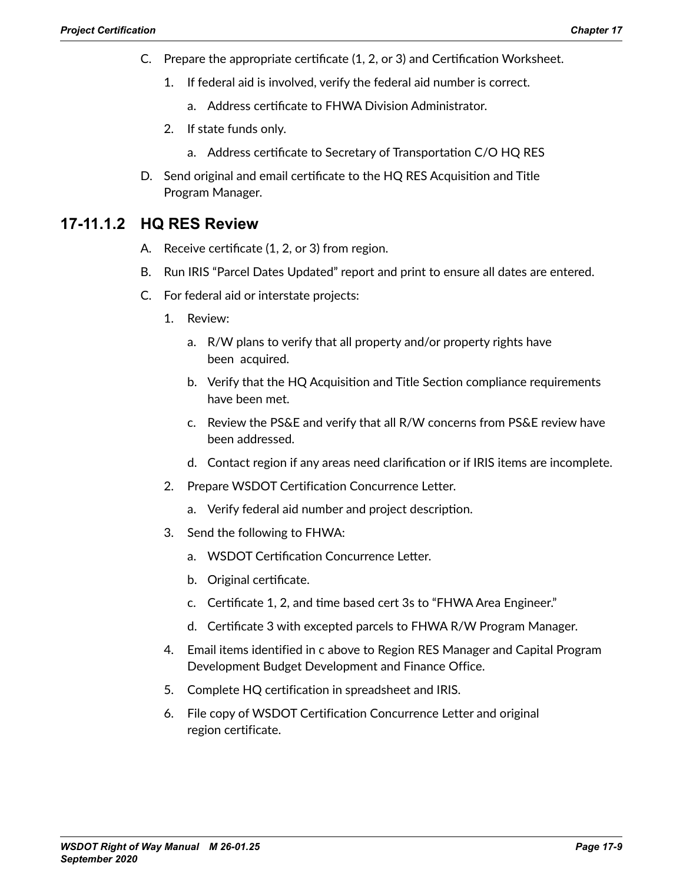C. Prepare the appropriate certificate (1, 2, or 3) and Certification Worksheet.

   1. If federal aid is involved, verify the federal aid number is correct.

      a. Address certificate to FHWA Division Administrator.

   2. If state funds only.

      a. Address certificate to Secretary of Transportation C/O HQ RES

D. Send original and email certificate to the HQ RES Acquisition and Title Program Manager.

### 17-11.1.2 HQ RES Review

A. Receive certificate (1, 2, or 3) from region.

B. Run IRIS "Parcel Dates Updated" report and print to ensure all dates are entered.

C. For federal aid or interstate projects:

   1. Review:

      a. R/W plans to verify that all property and/or property rights have been acquired.

      b. Verify that the HQ Acquisition and Title Section compliance requirements have been met.

      c. Review the PS&E and verify that all R/W concerns from PS&E review have been addressed.

      d. Contact region if any areas need clarification or if IRIS items are incomplete.

   2. Prepare WSDOT Certification Concurrence Letter.

      a. Verify federal aid number and project description.

   3. Send the following to FHWA:

      a. WSDOT Certification Concurrence Letter.

      b. Original certificate.

      c. Certificate 1, 2, and time based cert 3s to "FHWA Area Engineer."

      d. Certificate 3 with excepted parcels to FHWA R/W Program Manager.

   4. Email items identified in c above to Region RES Manager and Capital Program Development Budget Development and Finance Office.

   5. Complete HQ certification in spreadsheet and IRIS.

   6. File copy of WSDOT Certification Concurrence Letter and original region certificate.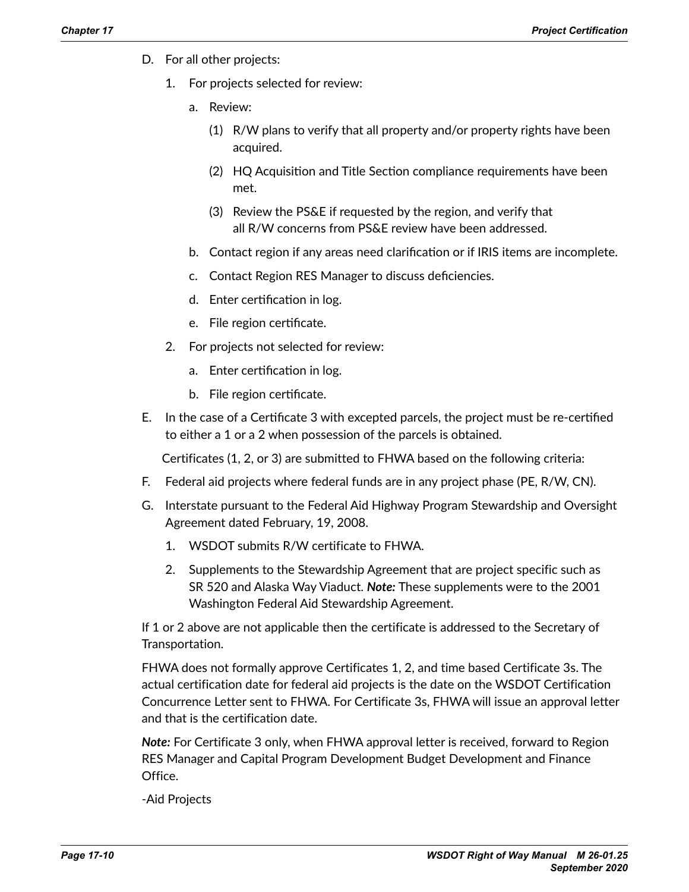D. For all other projects:

   1. For projects selected for review:

      a. Review:

         (1) R/W plans to verify that all property and/or property rights have been acquired.

         (2) HQ Acquisition and Title Section compliance requirements have been met.

         (3) Review the PS&E if requested by the region, and verify that all R/W concerns from PS&E review have been addressed.

      b. Contact region if any areas need clarification or if IRIS items are incomplete.

      c. Contact Region RES Manager to discuss deficiencies.

      d. Enter certification in log.

      e. File region certificate.

   2. For projects not selected for review:

      a. Enter certification in log.

      b. File region certificate.

E. In the case of a Certificate 3 with excepted parcels, the project must be re-certified to either a 1 or a 2 when possession of the parcels is obtained.

   Certificates (1, 2, or 3) are submitted to FHWA based on the following criteria:

F. Federal aid projects where federal funds are in any project phase (PE, R/W, CN).

G. Interstate pursuant to the Federal Aid Highway Program Stewardship and Oversight Agreement dated February, 19, 2008.

   1. WSDOT submits R/W certificate to FHWA.

   2. Supplements to the Stewardship Agreement that are project specific such as SR 520 and Alaska Way Viaduct. ***Note:*** These supplements were to the 2001 Washington Federal Aid Stewardship Agreement.

If 1 or 2 above are not applicable then the certificate is addressed to the Secretary of Transportation.

FHWA does not formally approve Certificates 1, 2, and time based Certificate 3s. The actual certification date for federal aid projects is the date on the WSDOT Certification Concurrence Letter sent to FHWA. For Certificate 3s, FHWA will issue an approval letter and that is the certification date.

***Note:*** For Certificate 3 only, when FHWA approval letter is received, forward to Region RES Manager and Capital Program Development Budget Development and Finance Office.

-Aid Projects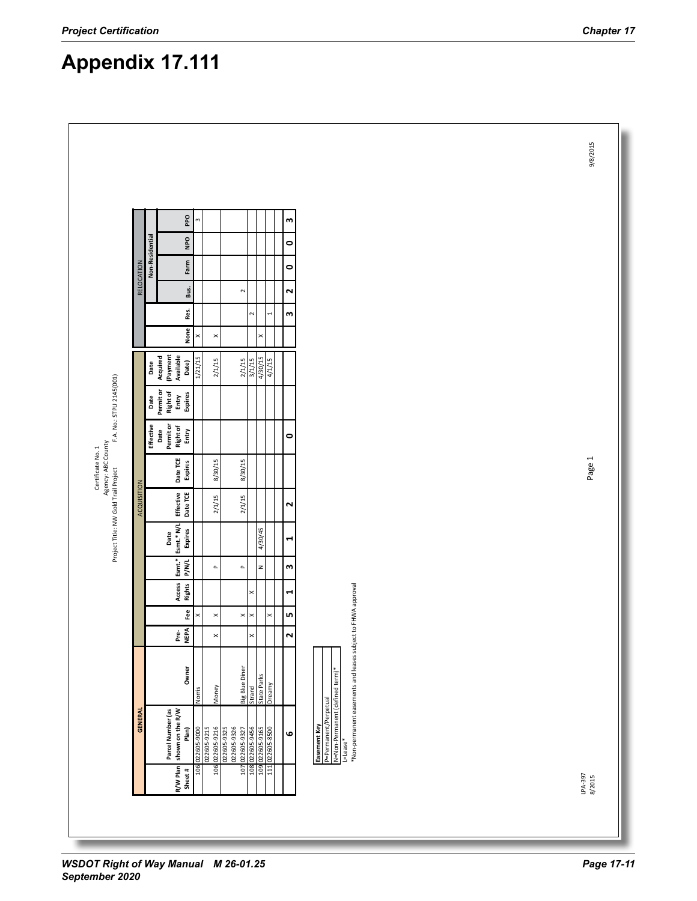# Appendix 17.111

Certificate No. 1

Agency: ABC County

Project Title: NW Gold Trail Project F.A. No.: STPU 2145(001)

| GENERAL | | | ACQUISITION | | | | | | | | | | RELOCATION | | | | | |
|---|---|---|---|---|---|---|---|---|---|---|---|---|---|---|---|---|---|---|
| | | | | | | | | | | | | | | | Non-Residential | | | |
| R/W Plan Sheet # | Parcel Number (as shown on the R/W Plan) | Owner | Pre-NEPA | Fee | Access Rights | Esmt.* P/N/L | Date Esmt.* N/L Expires | Effective Date TCE | Date TCE Expires | Effective Date Permit or Right of Entry | Date Permit or Right of Entry Expires | Date Acquired (Payment Available Date) | None | Res. | Bus. | Farm | NPO | PPO |
| 106 | 022605-9000 | Norris | | X | | | | | | | | 1/21/15 | X | | | | | 3 |
| 106 | 022605-9215<br>022605-9216 | Money | X | X | | P | | 2/1/15 | 8/30/15 | | | 2/1/15 | X | | | | | |
| 107 | 022605-9325<br>022605-9326<br>022605-9327 | Big Blue Diner | | X | | P | | 2/1/15 | 8/30/15 | | | 2/1/15 | | | 2 | | | |
| 108 | 022605-9456 | Strand | X | X | X | | | | | | | 3/1/15 | | 2 | | | | |
| 109 | 022605-9165 | State Parks | | | | N | 4/30/45 | | | | | 4/30/15 | X | | | | | |
| 111 | 022605-8500 | Dreamy | | X | | | | | | | | 4/1/15 | | 1 | | | | |
| | | | | | | | | | | | | | | | | | | |
| | 6 | | 2 | 5 | 1 | 3 | 1 | 2 | | 0 | | | | 3 | 2 | 0 | 0 | 3 |

| Easement Key |
|---|
| P=Permanent/Perpetual |
| N=Non-Permanent (defined term)* |
| L=Lease* |

*Non-permanent easements and leases subject to FHWA approval

LPA-397
8/2015

Page 1

9/8/2015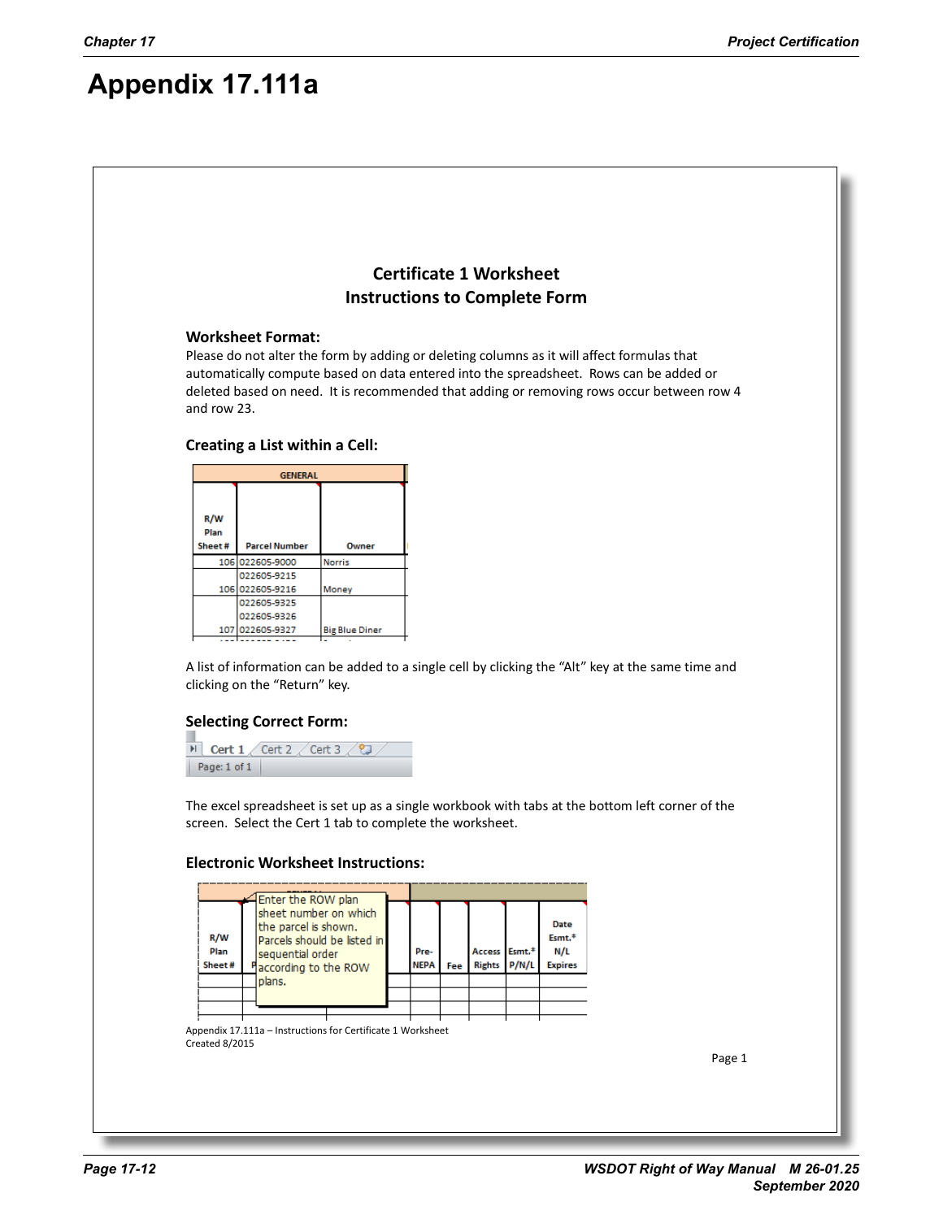# Appendix 17.111a

## Certificate 1 Worksheet
## Instructions to Complete Form

### Worksheet Format:

Please do not alter the form by adding or deleting columns as it will affect formulas that automatically compute based on data entered into the spreadsheet. Rows can be added or deleted based on need. It is recommended that adding or removing rows occur between row 4 and row 23.

### Creating a List within a Cell:

| GENERAL | | |
|---|---|---|
| R/W Plan Sheet # | Parcel Number | Owner |
| 106 | 022605-9000 | Norris |
| 106 | 022605-9215<br>022605-9216 | Money |
| 107 | 022605-9325<br>022605-9326<br>022605-9327 | Big Blue Diner |

A list of information can be added to a single cell by clicking the "Alt" key at the same time and clicking on the "Return" key.

### Selecting Correct Form:

Cert 1 | Cert 2 | Cert 3

Page: 1 of 1

The excel spreadsheet is set up as a single workbook with tabs at the bottom left corner of the screen. Select the Cert 1 tab to complete the worksheet.

### Electronic Worksheet Instructions:

| R/W Plan Sheet # | | Pre-NEPA | Fee | Access Rights | Esmt.* P/N/L | Date Esmt.* N/L Expires |
|---|---|---|---|---|---|---|
| | | | | | | |

Enter the ROW plan sheet number on which the parcel is shown. Parcels should be listed in sequential order according to the ROW plans.

Appendix 17.111a – Instructions for Certificate 1 Worksheet
Created 8/2015

Page 1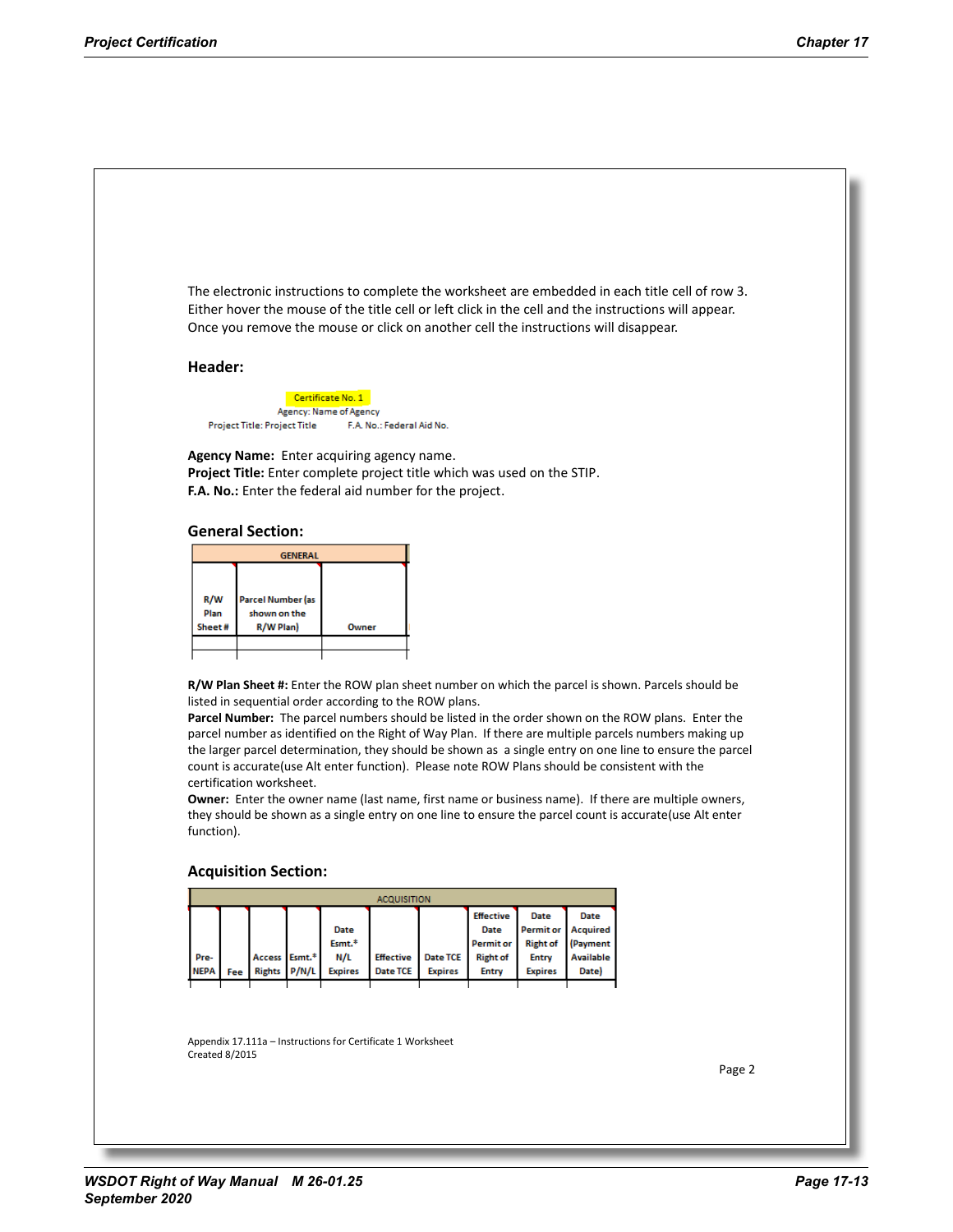The electronic instructions to complete the worksheet are embedded in each title cell of row 3. Either hover the mouse of the title cell or left click in the cell and the instructions will appear. Once you remove the mouse or click on another cell the instructions will disappear.

## Header:

Certificate No. 1
Agency: Name of Agency
Project Title: Project Title F.A. No.: Federal Aid No.

**Agency Name:** Enter acquiring agency name.
**Project Title:** Enter complete project title which was used on the STIP.
**F.A. No.:** Enter the federal aid number for the project.

## General Section:

| GENERAL | | |
|---|---|---|
| R/W Plan Sheet # | Parcel Number (as shown on the R/W Plan) | Owner |
| | | |

**R/W Plan Sheet #:** Enter the ROW plan sheet number on which the parcel is shown. Parcels should be listed in sequential order according to the ROW plans.
**Parcel Number:** The parcel numbers should be listed in the order shown on the ROW plans. Enter the parcel number as identified on the Right of Way Plan. If there are multiple parcels numbers making up the larger parcel determination, they should be shown as a single entry on one line to ensure the parcel count is accurate(use Alt enter function). Please note ROW Plans should be consistent with the certification worksheet.
**Owner:** Enter the owner name (last name, first name or business name). If there are multiple owners, they should be shown as a single entry on one line to ensure the parcel count is accurate(use Alt enter function).

## Acquisition Section:

| ACQUISITION | | | | | | | | | |
|---|---|---|---|---|---|---|---|---|---|
| Pre-NEPA | Fee | Access Rights | Esmt.* P/N/L | Date Esmt.* N/L Expires | Effective Date TCE | Date TCE Expires | Effective Date Permit or Right of Entry | Date Permit or Right of Entry Expires | Date Acquired (Payment Available Date) |

Appendix 17.111a – Instructions for Certificate 1 Worksheet
Created 8/2015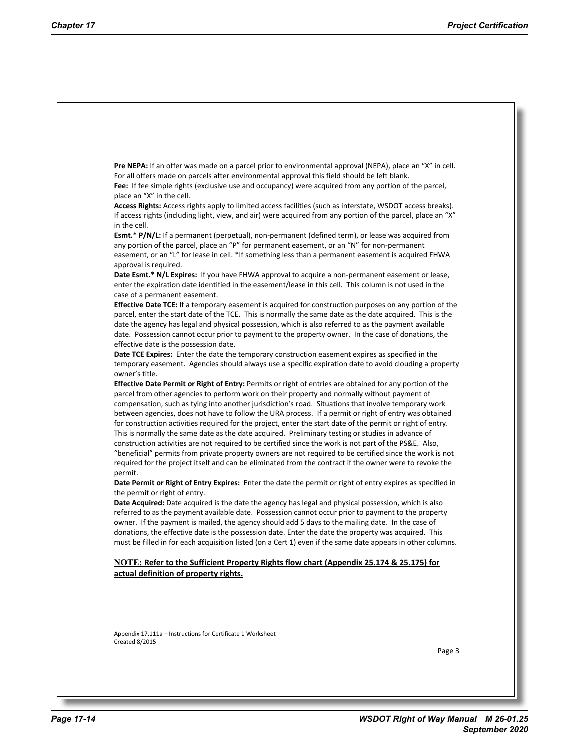**Pre NEPA:** If an offer was made on a parcel prior to environmental approval (NEPA), place an “X” in cell. For all offers made on parcels after environmental approval this field should be left blank.

**Fee:** If fee simple rights (exclusive use and occupancy) were acquired from any portion of the parcel, place an “X” in the cell.

**Access Rights:** Access rights apply to limited access facilities (such as interstate, WSDOT access breaks). If access rights (including light, view, and air) were acquired from any portion of the parcel, place an “X” in the cell.

**Esmt.* P/N/L:** If a permanent (perpetual), non-permanent (defined term), or lease was acquired from any portion of the parcel, place an “P” for permanent easement, or an “N” for non-permanent easement, or an “L” for lease in cell. *If something less than a permanent easement is acquired FHWA approval is required.

**Date Esmt.* N/L Expires:** If you have FHWA approval to acquire a non-permanent easement or lease, enter the expiration date identified in the easement/lease in this cell. This column is not used in the case of a permanent easement.

**Effective Date TCE:** If a temporary easement is acquired for construction purposes on any portion of the parcel, enter the start date of the TCE. This is normally the same date as the date acquired. This is the date the agency has legal and physical possession, which is also referred to as the payment available date. Possession cannot occur prior to payment to the property owner. In the case of donations, the effective date is the possession date.

**Date TCE Expires:** Enter the date the temporary construction easement expires as specified in the temporary easement. Agencies should always use a specific expiration date to avoid clouding a property owner’s title.

**Effective Date Permit or Right of Entry:** Permits or right of entries are obtained for any portion of the parcel from other agencies to perform work on their property and normally without payment of compensation, such as tying into another jurisdiction’s road. Situations that involve temporary work between agencies, does not have to follow the URA process. If a permit or right of entry was obtained for construction activities required for the project, enter the start date of the permit or right of entry. This is normally the same date as the date acquired. Preliminary testing or studies in advance of construction activities are not required to be certified since the work is not part of the PS&E. Also, “beneficial” permits from private property owners are not required to be certified since the work is not required for the project itself and can be eliminated from the contract if the owner were to revoke the permit.

**Date Permit or Right of Entry Expires:** Enter the date the permit or right of entry expires as specified in the permit or right of entry.

**Date Acquired:** Date acquired is the date the agency has legal and physical possession, which is also referred to as the payment available date. Possession cannot occur prior to payment to the property owner. If the payment is mailed, the agency should add 5 days to the mailing date. In the case of donations, the effective date is the possession date. Enter the date the property was acquired. This must be filled in for each acquisition listed (on a Cert 1) even if the same date appears in other columns.

**NOTE: Refer to the Sufficient Property Rights flow chart (Appendix 25.174 & 25.175) for actual definition of property rights.**

Appendix 17.111a – Instructions for Certificate 1 Worksheet
Created 8/2015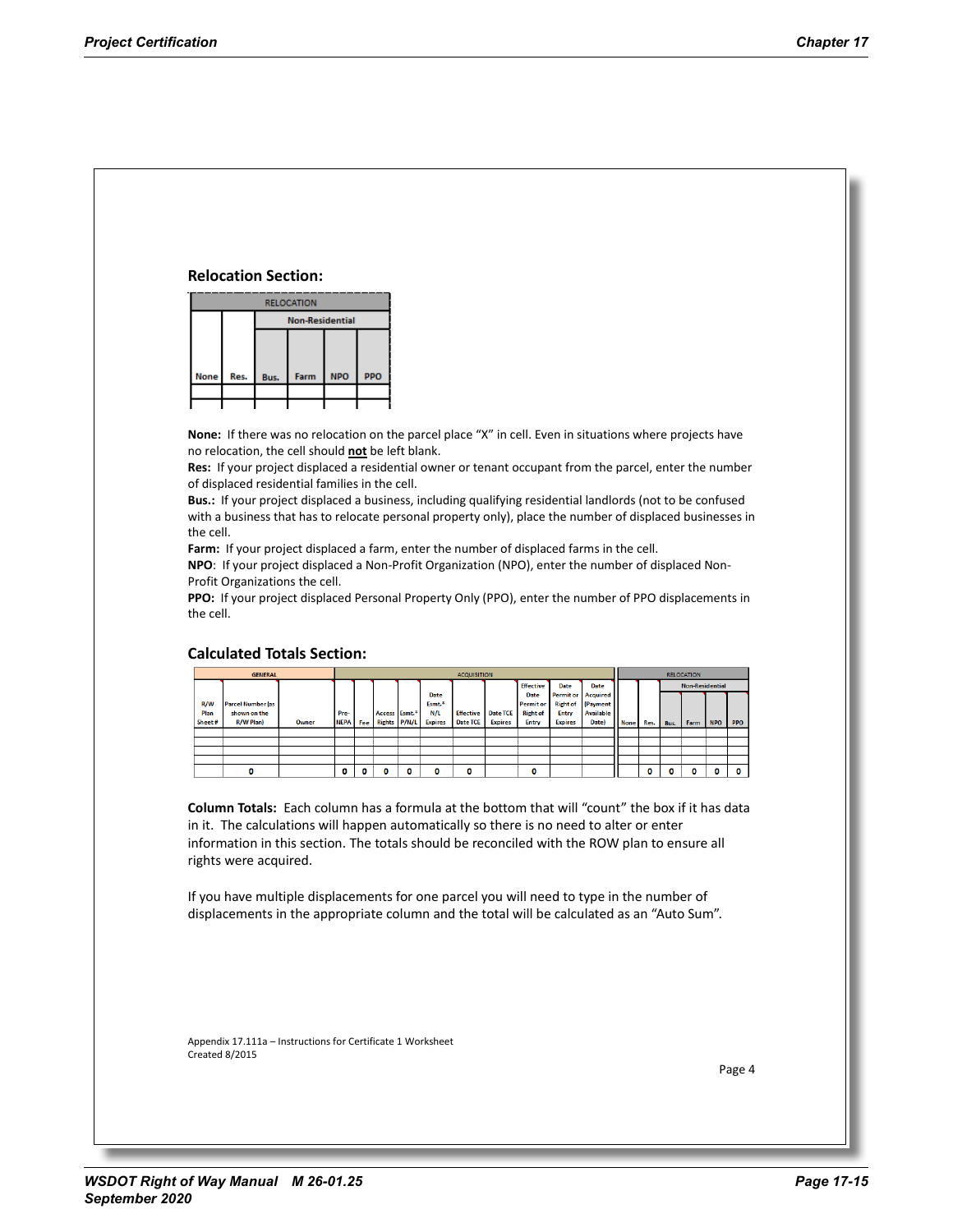## Relocation Section:

| RELOCATION | | | | | |
|---|---|---|---|---|---|
| | | Non-Residential | | | |
| None | Res. | Bus. | Farm | NPO | PPO |
| | | | | | |

**None:** If there was no relocation on the parcel place "X" in cell. Even in situations where projects have no relocation, the cell should **not** be left blank.
**Res:** If your project displaced a residential owner or tenant occupant from the parcel, enter the number of displaced residential families in the cell.
**Bus.:** If your project displaced a business, including qualifying residential landlords (not to be confused with a business that has to relocate personal property only), place the number of displaced businesses in the cell.
**Farm:** If your project displaced a farm, enter the number of displaced farms in the cell.
**NPO**: If your project displaced a Non-Profit Organization (NPO), enter the number of displaced Non-Profit Organizations the cell.
**PPO:** If your project displaced Personal Property Only (PPO), enter the number of PPO displacements in the cell.

## Calculated Totals Section:

| GENERAL | | | ACQUISITION | | | | | | | | | | | RELOCATION | | | | | |
|---|---|---|---|---|---|---|---|---|---|---|---|---|---|---|---|---|---|---|---|
| | | | | | | | | | | | | | | | | Non-Residential | | | |
| R/W Plan Sheet # | Parcel Number (as shown on the R/W Plan) | Owner | Pre-NEPA | Fee | Access Rights | Esmt.* P/N/L | Date Esmt.* N/L Expires | Effective Date TCE | Date TCE Expires | Effective Date Permit or Right of Entry | Date Permit or Right of Entry Expires | Date Acquired (Payment Available Date) | None | Res. | Bus. | Farm | NPO | PPO |
| | | | | | | | | | | | | | | | | | | |
| | | | | | | | | | | | | | | | | | | |
| | | | | | | | | | | | | | | | | | | |
| | | | | | | | | | | | | | | | | | | |
| | 0 | | 0 | 0 | 0 | 0 | 0 | 0 | | 0 | | | | 0 | 0 | 0 | 0 | 0 |

**Column Totals:** Each column has a formula at the bottom that will "count" the box if it has data in it. The calculations will happen automatically so there is no need to alter or enter information in this section. The totals should be reconciled with the ROW plan to ensure all rights were acquired.

If you have multiple displacements for one parcel you will need to type in the number of displacements in the appropriate column and the total will be calculated as an "Auto Sum".

Appendix 17.111a – Instructions for Certificate 1 Worksheet
Created 8/2015

Page 4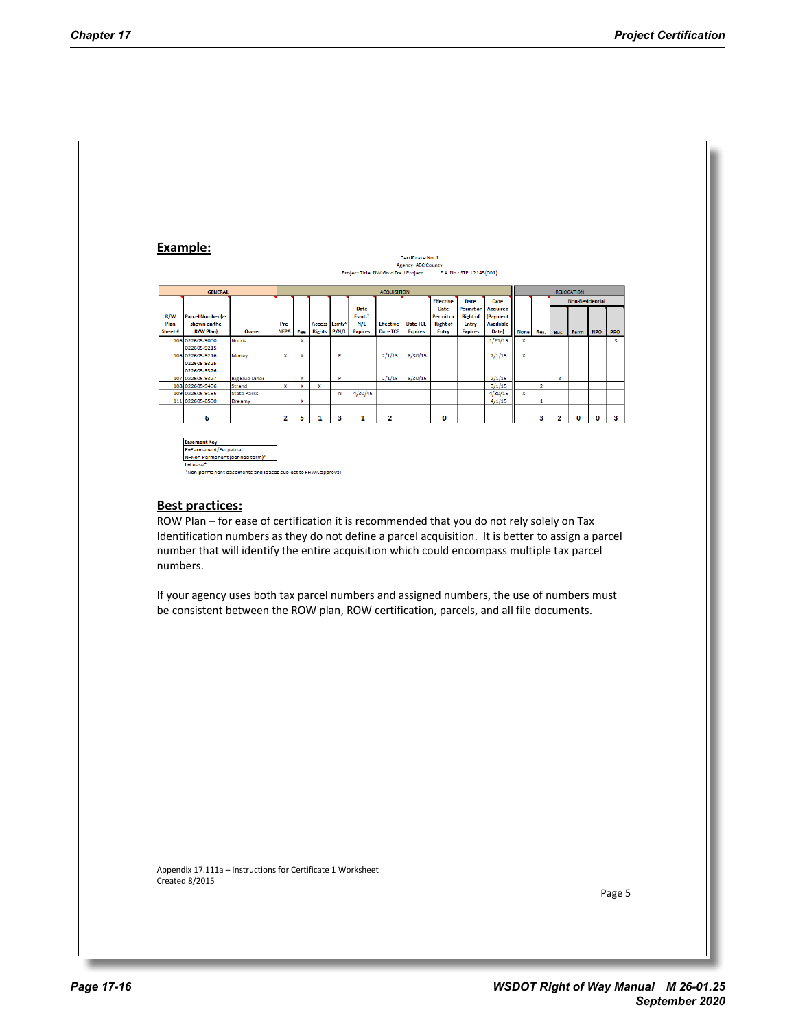## Example:

Certificate No. 1
Agency: ABC County
Project Title: NW Gold Trail Project  F.A. No.: STPU 2145(001)

| GENERAL | | | ACQUISITION | | | | | | | | | | RELOCATION | | | | | |
|---|---|---|---|---|---|---|---|---|---|---|---|---|---|---|---|---|---|---|
| | | | | | | | | | | | | | | | Non-Residential | | | |
| R/W Plan Sheet # | Parcel Number (as shown on the R/W Plan) | Owner | Pre-NEPA | Fee | Access Rights | Esmt.* P/N/L | Date Esmt.* N/L Expires | Effective Date TCE | Date TCE Expires | Effective Date Permit or Right of Entry | Date Permit or Right of Entry Expires | Date Acquired (Payment Available Date) | None | Res. | Bus. | Farm | NPO | PPO |
| 106 | 022605-9000 | Norris | | x | | | | | | | | 1/21/15 | x | | | | | 3 |
| 106 | 022605-9215<br>022605-9216 | Money | x | x | | P | | 2/1/15 | 8/30/15 | | | 2/1/15 | x | | | | | |
| 107 | 022605-9325<br>022605-9326<br>022605-9327 | Big Blue Diner | | x | | P | | 2/1/15 | 8/30/15 | | | 2/1/15 | | | 2 | | | |
| 108 | 022605-9456 | Strand | x | x | x | | | | | | | 3/1/15 | | 2 | | | | |
| 109 | 022605-9165 | State Parks | | | | N | 4/30/45 | | | | | 4/30/15 | x | | | | | |
| 111 | 022605-8500 | Dreamy | | x | | | | | | | | 4/1/15 | | 1 | | | | |
| | 6 | | 2 | 5 | 1 | 3 | 1 | 2 | | 0 | | | | 3 | 2 | 0 | 0 | 3 |

| Easement Key |
|---|
| P=Permanent/Perpetual |
| N=Non-Permanent (defined term)* |
| L=Lease* |

*Non-permanent easements and leases subject to FHWA approval

## Best practices:

ROW Plan – for ease of certification it is recommended that you do not rely solely on Tax Identification numbers as they do not define a parcel acquisition. It is better to assign a parcel number that will identify the entire acquisition which could encompass multiple tax parcel numbers.

If your agency uses both tax parcel numbers and assigned numbers, the use of numbers must be consistent between the ROW plan, ROW certification, parcels, and all file documents.

Appendix 17.111a – Instructions for Certificate 1 Worksheet
Created 8/2015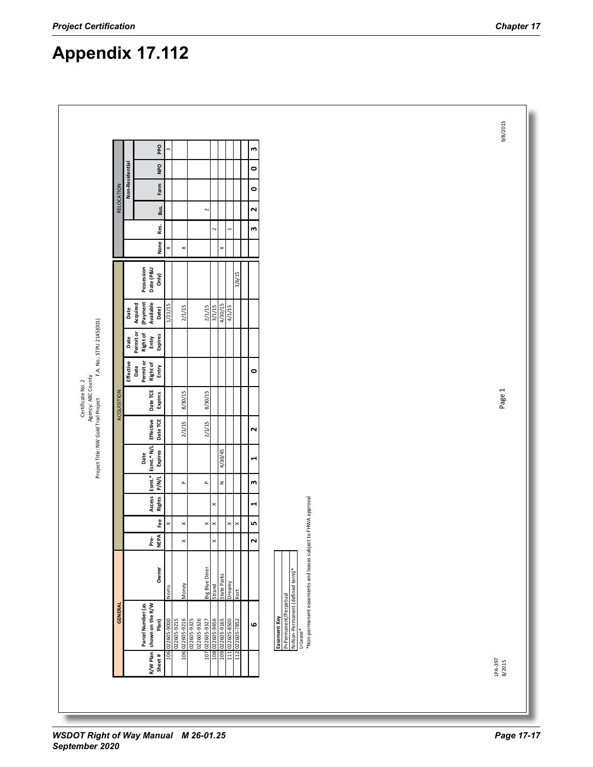# Appendix 17.112

Certificate No. 2
Agency: ABC County
Project Title: NW Gold Trail Project F.A. No.: STPU 2145(001)

| GENERAL | | | ACQUISITION | | | | | | | | | | | RELOCATION | | | | | |
|---|---|---|---|---|---|---|---|---|---|---|---|---|---|---|---|---|---|---|---|
| | | | | | | | | | | | | | | | | Non-Residential | | | |
| R/W Plan Sheet # | Parcel Number (as shown on the R/W Plan) | Owner | Pre-NEPA | Fee | Access Rights | Esmt.* P/N/L | Date Esmt.* N/L Expires | Effective Date TCE | Date TCE Expires | Effective Date Permit or Right of Entry | Date Permit or Right of Entry Expires | Date Acquired (Payment Available Date) | Possession Date (P&U Only) | None | Res. | Bus. | Farm | NPO | PPO |
| 106 | 022605-9000 | Norris | | X | | | | | | | | 1/21/15 | | X | | | | | 3 |
| | 022605-9215 | | | | | | | | | | | | | | | | | | |
| 106 | 022605-9216 | Money | X | X | | P | | 2/1/15 | 8/30/15 | | | 2/1/15 | | X | | | | | |
| | 022605-9325 | | | | | | | | | | | | | | | | | | |
| | 022605-9326 | | | | | | | | | | | | | | | | | | |
| 107 | 022605-9327 | Big Blue Diner | | X | | P | | 2/1/15 | 8/30/15 | | | 2/1/15 | | | | 2 | | | |
| 108 | 022605-9456 | Strand | X | X | X | | | | | | | 3/1/15 | | | 2 | | | | |
| 109 | 022605-9165 | State Parks | | | | N | 4/30/45 | | | | | 4/30/15 | | X | | | | | |
| 111 | 022605-8500 | Dreamy | | X | | | | | | | | 4/1/15 | | | 1 | | | | |
| 112 | 022605-7852 | Kort | | X | | | | | | | | | 3/6/15 | | | | | | |
| | | | | | | | | | | | | | | | | | | | |
| | 6 | | 2 | 5 | 1 | 3 | 1 | 2 | | 0 | | | | | 3 | 2 | 0 | 0 | 3 |

| Easement Key |
|---|
| P=Permanent/Perpetual |
| N=Non-Permanent (defined term)* |
| L=Lease* |

*Non-permanent easements and leases subject to FHWA approval

LPA-397
8/2015

Page 1

9/8/2015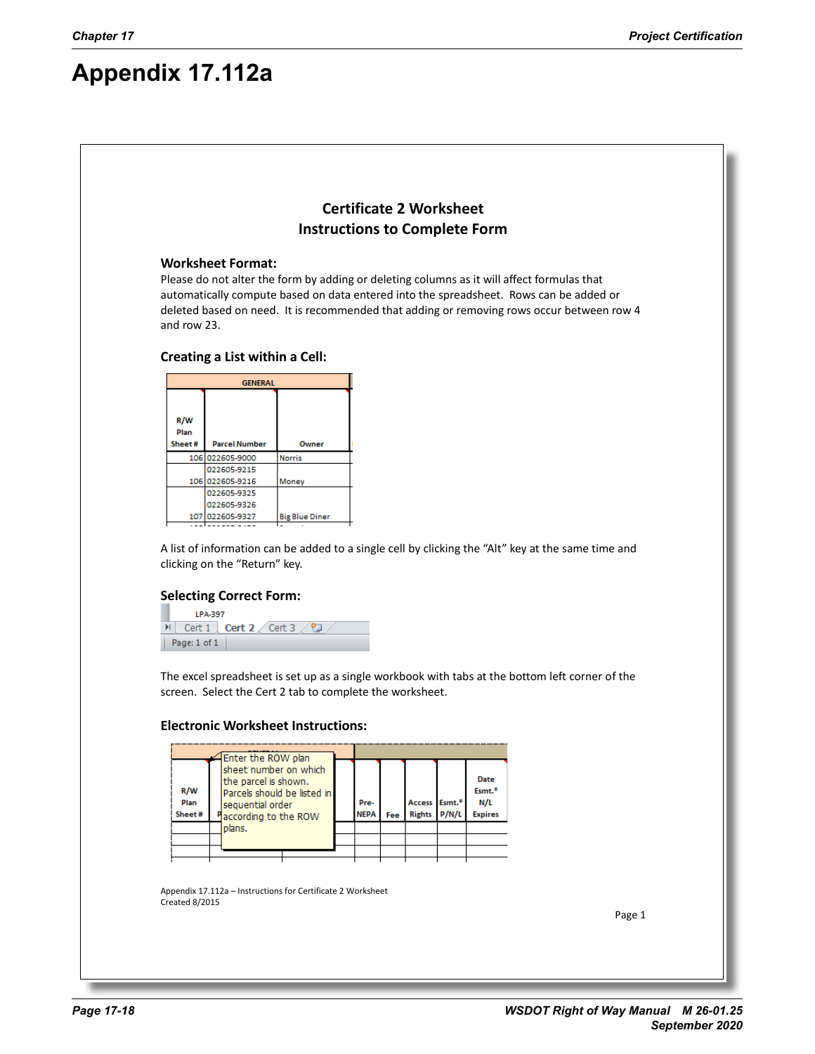# Appendix 17.112a

## Certificate 2 Worksheet
## Instructions to Complete Form

### Worksheet Format:

Please do not alter the form by adding or deleting columns as it will affect formulas that automatically compute based on data entered into the spreadsheet. Rows can be added or deleted based on need. It is recommended that adding or removing rows occur between row 4 and row 23.

### Creating a List within a Cell:

| GENERAL | | |
|---|---|---|
| R/W Plan Sheet # | Parcel Number | Owner |
| 106 | 022605-9000 | Norris |
| 106 | 022605-9215<br>022605-9216 | Money |
| 107 | 022605-9325<br>022605-9326<br>022605-9327 | Big Blue Diner |

A list of information can be added to a single cell by clicking the "Alt" key at the same time and clicking on the "Return" key.

### Selecting Correct Form:

LPA-397

Cert 1 | Cert 2 | Cert 3

Page: 1 of 1

The excel spreadsheet is set up as a single workbook with tabs at the bottom left corner of the screen. Select the Cert 2 tab to complete the worksheet.

### Electronic Worksheet Instructions:

| R/W Plan Sheet # | | | Pre-NEPA | Fee | Access Rights | Esmt.* P/N/L | Date Esmt.* N/L Expires |
|---|---|---|---|---|---|---|---|

Enter the ROW plan sheet number on which the parcel is shown. Parcels should be listed in sequential order according to the ROW plans.

Appendix 17.112a – Instructions for Certificate 2 Worksheet
Created 8/2015

Page 1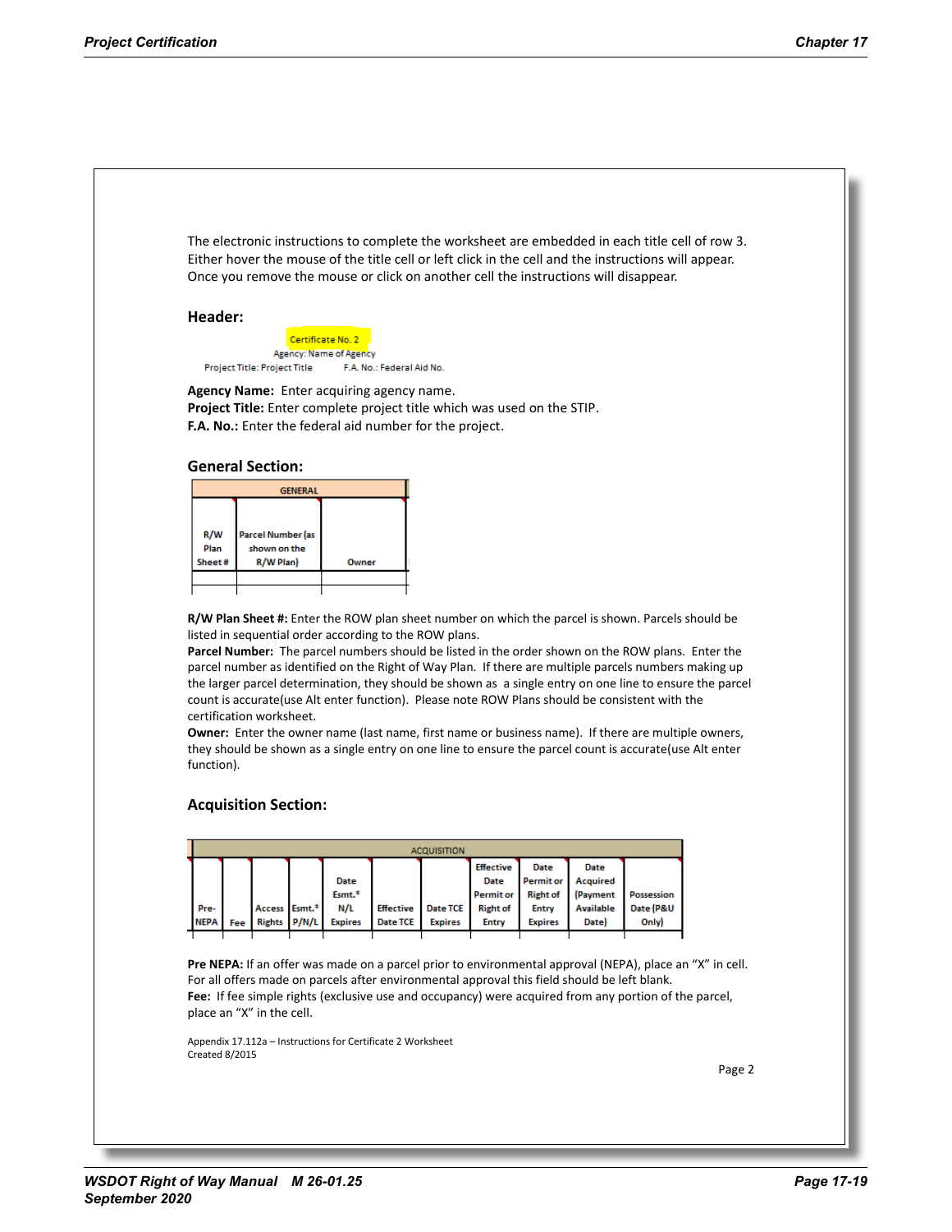The electronic instructions to complete the worksheet are embedded in each title cell of row 3. Either hover the mouse of the title cell or left click in the cell and the instructions will appear. Once you remove the mouse or click on another cell the instructions will disappear.

## Header:

Certificate No. 2
Agency: Name of Agency
Project Title: Project Title    F.A. No.: Federal Aid No.

**Agency Name:** Enter acquiring agency name.
**Project Title:** Enter complete project title which was used on the STIP.
**F.A. No.:** Enter the federal aid number for the project.

## General Section:

| GENERAL | | |
|---|---|---|
| R/W Plan Sheet # | Parcel Number (as shown on the R/W Plan) | Owner |
| | | |

**R/W Plan Sheet #:** Enter the ROW plan sheet number on which the parcel is shown. Parcels should be listed in sequential order according to the ROW plans.
**Parcel Number:** The parcel numbers should be listed in the order shown on the ROW plans. Enter the parcel number as identified on the Right of Way Plan. If there are multiple parcels numbers making up the larger parcel determination, they should be shown as a single entry on one line to ensure the parcel count is accurate(use Alt enter function). Please note ROW Plans should be consistent with the certification worksheet.
**Owner:** Enter the owner name (last name, first name or business name). If there are multiple owners, they should be shown as a single entry on one line to ensure the parcel count is accurate(use Alt enter function).

## Acquisition Section:

| ACQUISITION | | | | | | | | | | |
|---|---|---|---|---|---|---|---|---|---|---|
| Pre-NEPA | Fee | Access Rights | Esmt.* P/N/L | Date Esmt.* N/L Expires | Effective Date TCE | Date TCE Expires | Effective Date Permit or Right of Entry | Date Permit or Right of Entry Expires | Date Acquired (Payment Available Date) | Possession Date (P&U Only) |
| | | | | | | | | | | |

**Pre NEPA:** If an offer was made on a parcel prior to environmental approval (NEPA), place an "X" in cell. For all offers made on parcels after environmental approval this field should be left blank.
**Fee:** If fee simple rights (exclusive use and occupancy) were acquired from any portion of the parcel, place an "X" in the cell.

Appendix 17.112a – Instructions for Certificate 2 Worksheet
Created 8/2015

Page 2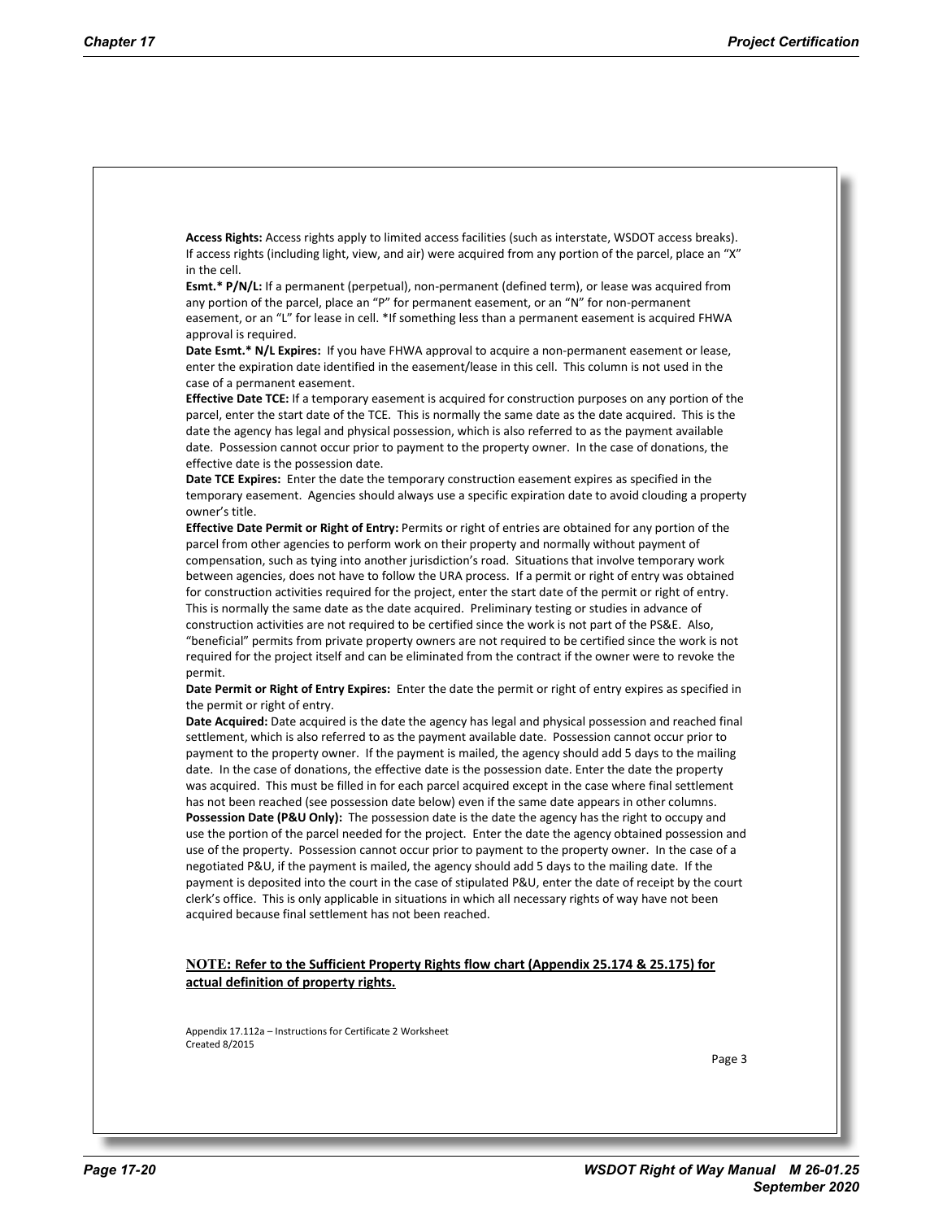**Access Rights:** Access rights apply to limited access facilities (such as interstate, WSDOT access breaks). If access rights (including light, view, and air) were acquired from any portion of the parcel, place an "X" in the cell.

**Esmt.* P/N/L:** If a permanent (perpetual), non-permanent (defined term), or lease was acquired from any portion of the parcel, place an "P" for permanent easement, or an "N" for non-permanent easement, or an "L" for lease in cell. *If something less than a permanent easement is acquired FHWA approval is required.

**Date Esmt.* N/L Expires:** If you have FHWA approval to acquire a non-permanent easement or lease, enter the expiration date identified in the easement/lease in this cell. This column is not used in the case of a permanent easement.

**Effective Date TCE:** If a temporary easement is acquired for construction purposes on any portion of the parcel, enter the start date of the TCE. This is normally the same date as the date acquired. This is the date the agency has legal and physical possession, which is also referred to as the payment available date. Possession cannot occur prior to payment to the property owner. In the case of donations, the effective date is the possession date.

**Date TCE Expires:** Enter the date the temporary construction easement expires as specified in the temporary easement. Agencies should always use a specific expiration date to avoid clouding a property owner's title.

**Effective Date Permit or Right of Entry:** Permits or right of entries are obtained for any portion of the parcel from other agencies to perform work on their property and normally without payment of compensation, such as tying into another jurisdiction's road. Situations that involve temporary work between agencies, does not have to follow the URA process. If a permit or right of entry was obtained for construction activities required for the project, enter the start date of the permit or right of entry. This is normally the same date as the date acquired. Preliminary testing or studies in advance of construction activities are not required to be certified since the work is not part of the PS&E. Also, "beneficial" permits from private property owners are not required to be certified since the work is not required for the project itself and can be eliminated from the contract if the owner were to revoke the permit.

**Date Permit or Right of Entry Expires:** Enter the date the permit or right of entry expires as specified in the permit or right of entry.

**Date Acquired:** Date acquired is the date the agency has legal and physical possession and reached final settlement, which is also referred to as the payment available date. Possession cannot occur prior to payment to the property owner. If the payment is mailed, the agency should add 5 days to the mailing date. In the case of donations, the effective date is the possession date. Enter the date the property was acquired. This must be filled in for each parcel acquired except in the case where final settlement has not been reached (see possession date below) even if the same date appears in other columns.

**Possession Date (P&U Only):** The possession date is the date the agency has the right to occupy and use the portion of the parcel needed for the project. Enter the date the agency obtained possession and use of the property. Possession cannot occur prior to payment to the property owner. In the case of a negotiated P&U, if the payment is mailed, the agency should add 5 days to the mailing date. If the payment is deposited into the court in the case of stipulated P&U, enter the date of receipt by the court clerk's office. This is only applicable in situations in which all necessary rights of way have not been acquired because final settlement has not been reached.

**NOTE: Refer to the Sufficient Property Rights flow chart (Appendix 25.174 & 25.175) for actual definition of property rights.**

Appendix 17.112a – Instructions for Certificate 2 Worksheet
Created 8/2015

Page 3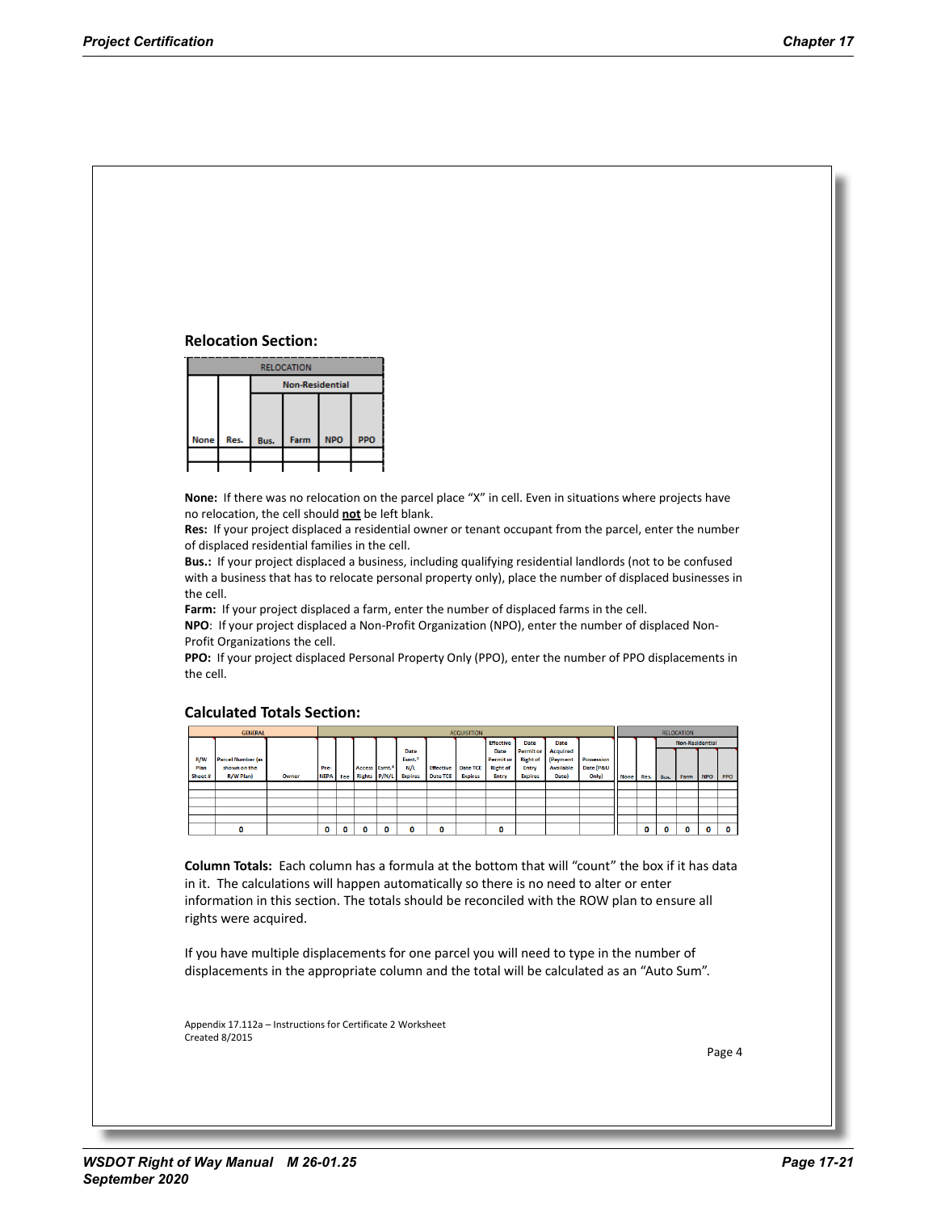### Relocation Section:

| RELOCATION | | | | | |
|---|---|---|---|---|---|
| | | Non-Residential | | | |
| None | Res. | Bus. | Farm | NPO | PPO |
| | | | | | |
| | | | | | |

**None:** If there was no relocation on the parcel place “X” in cell. Even in situations where projects have no relocation, the cell should **not** be left blank.
**Res:** If your project displaced a residential owner or tenant occupant from the parcel, enter the number of displaced residential families in the cell.
**Bus.:** If your project displaced a business, including qualifying residential landlords (not to be confused with a business that has to relocate personal property only), place the number of displaced businesses in the cell.
**Farm:** If your project displaced a farm, enter the number of displaced farms in the cell.
**NPO**: If your project displaced a Non-Profit Organization (NPO), enter the number of displaced Non-Profit Organizations the cell.
**PPO:** If your project displaced Personal Property Only (PPO), enter the number of PPO displacements in the cell.

### Calculated Totals Section:

| GENERAL | | | ACQUISITION | | | | | | | | | | | RELOCATION | | | | | |
|---|---|---|---|---|---|---|---|---|---|---|---|---|---|---|---|---|---|---|---|
| | | | | | | | | | | | | | | | | Non-Residential | | | |
| R/W Plan Sheet # | Parcel Number (as shown on the R/W Plan) | Owner | Pre-NEPA | Fee | Access Rights | Esmt.* P/N/L | Date Esmt.* N/L Expires | Effective Date TCE | Date TCE Expires | Effective Date Permit or Right of Entry | Date Permit or Right of Entry Expires | Date Acquired (Payment Available Date) | Possession Date (P&U Only) | None | Res. | Bus. | Farm | NPO | PPO |
| | | | | | | | | | | | | | | | | | | | |
| | | | | | | | | | | | | | | | | | | | |
| | | | | | | | | | | | | | | | | | | | |
| | | | | | | | | | | | | | | | | | | | |
| | 0 | | 0 | 0 | 0 | 0 | 0 | 0 | | 0 | | | | | 0 | 0 | 0 | 0 | 0 |

**Column Totals:** Each column has a formula at the bottom that will “count” the box if it has data in it. The calculations will happen automatically so there is no need to alter or enter information in this section. The totals should be reconciled with the ROW plan to ensure all rights were acquired.

If you have multiple displacements for one parcel you will need to type in the number of displacements in the appropriate column and the total will be calculated as an “Auto Sum”.

Appendix 17.112a – Instructions for Certificate 2 Worksheet
Created 8/2015

Page 4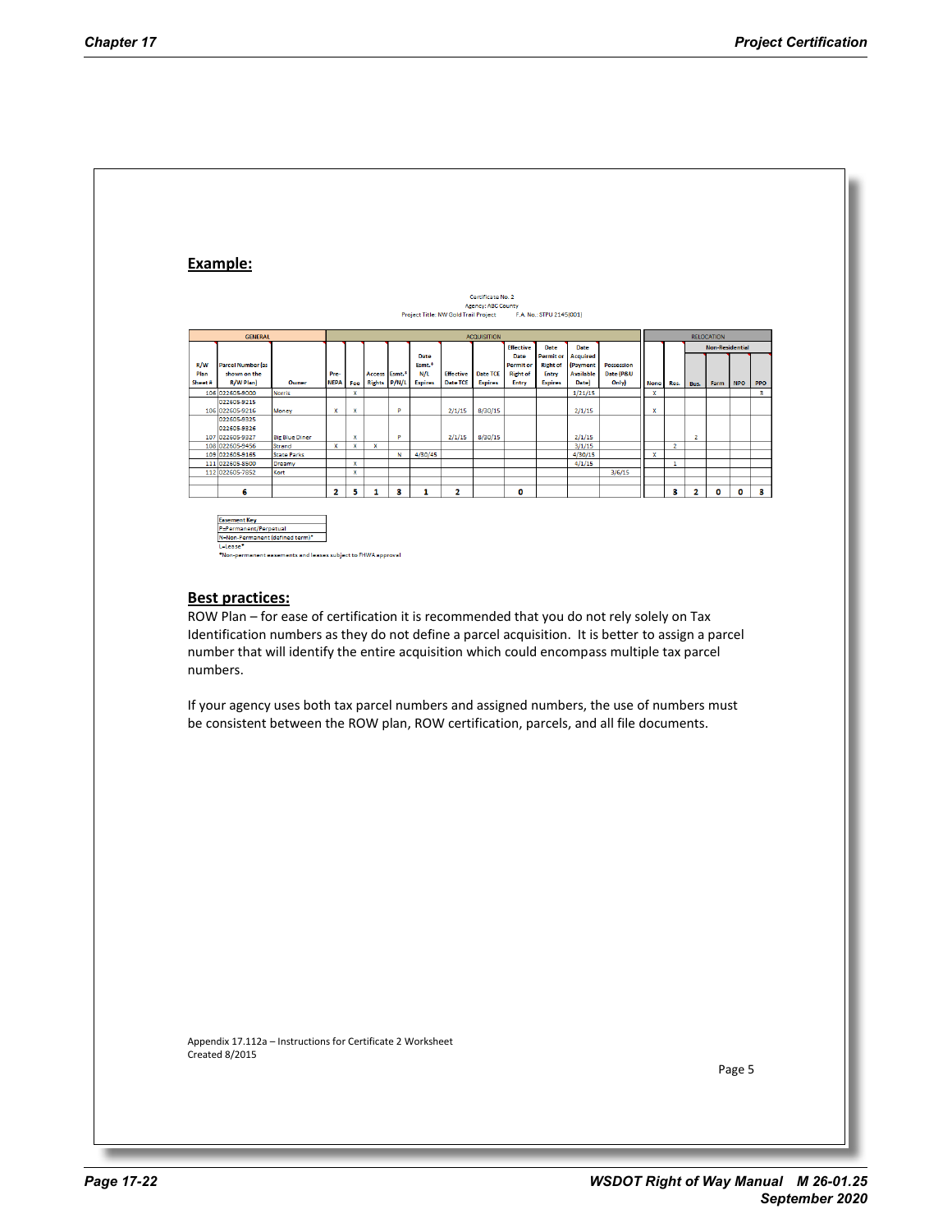## Example:

Certificate No. 2
Agency: ABC County
Project Title: NW Gold Trail Project F.A. No.: STPU 2145(001)

| GENERAL | | | ACQUISITION | | | | | | | | | | | | RELOCATION | | | | | | |
|---|---|---|---|---|---|---|---|---|---|---|---|---|---|---|---|---|---|---|---|---|---|
| | | | | | | | | | | | | | | | | | Non-Residential | | | | |
| R/W Plan Sheet # | Parcel Number (as shown on the R/W Plan) | Owner | Pre-NEPA | Fee | Access Rights | Esmt.* P/N/L | Date Esmt.* N/L Expires | Effective Date TCE | Date TCE Expires | Effective Date Permit or Right of Entry | Date Permit or Right of Entry Expires | Date Acquired (Payment Available Date) | Possession Date (P&U Only) | None | Res. | Bus. | Farm | NPO | PPO |
| 106 | 022605-9000 | Norris | | X | | | | | | | | 1/21/15 | | X | | | | | 3 |
| 106 | 022605-9215<br>022605-9216 | Money | X | X | | P | | 2/1/15 | 8/30/15 | | | 2/1/15 | | X | | | | | |
| 107 | 022605-9325<br>022605-9326<br>022605-9327 | Big Blue Diner | | X | | P | | 2/1/15 | 8/30/15 | | | 2/1/15 | | | | 2 | | | |
| 108 | 022605-9456 | Strand | X | X | X | | | | | | | 3/1/15 | | | 2 | | | | |
| 109 | 022605-8165 | State Parks | | | | N | 4/30/45 | | | | | 4/30/15 | | X | | | | | |
| 111 | 022605-8500 | Dreamy | | X | | | | | | | | 4/1/15 | | | 1 | | | | |
| 112 | 022605-7852 | Kort | | X | | | | | | | | | 3/6/15 | | | | | | |
| | 6 | | 2 | 5 | 1 | 3 | 1 | 2 | | 0 | | | | | 3 | 2 | 0 | 0 | 3 |

| Easement Key |
|---|
| P=Permanent/Perpetual |
| N=Non-Permanent (defined term)* |
| L=Lease* |

*Non-permanent easements and leases subject to FHWA approval

## Best practices:

ROW Plan – for ease of certification it is recommended that you do not rely solely on Tax Identification numbers as they do not define a parcel acquisition. It is better to assign a parcel number that will identify the entire acquisition which could encompass multiple tax parcel numbers.

If your agency uses both tax parcel numbers and assigned numbers, the use of numbers must be consistent between the ROW plan, ROW certification, parcels, and all file documents.

Appendix 17.112a – Instructions for Certificate 2 Worksheet
Created 8/2015

Page 5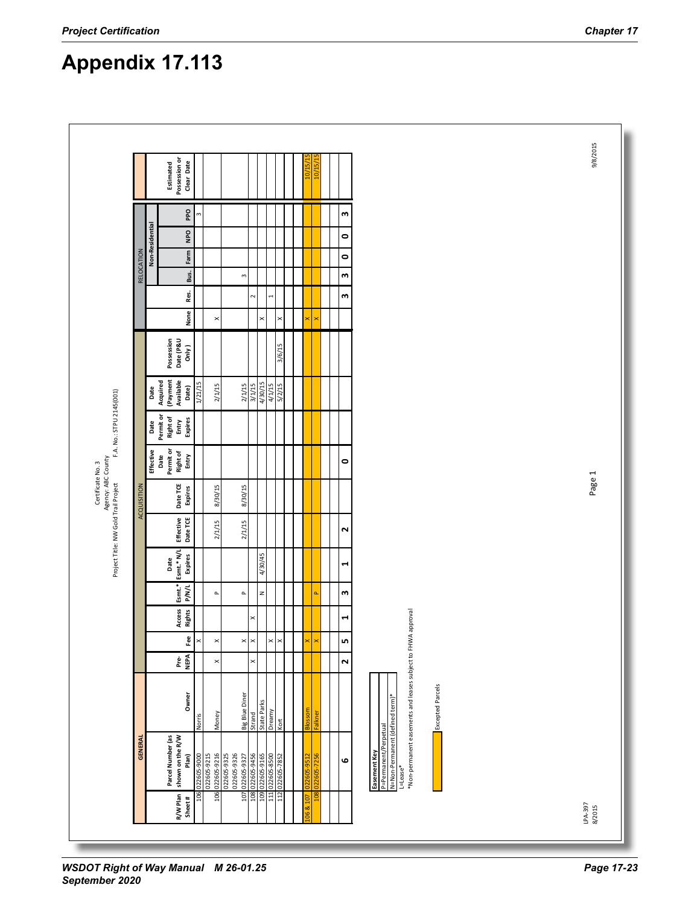# Appendix 17.113

Certificate No. 3
Agency: ABC County
Project Title: NW Gold Trail Project F.A. No.: STPU 2145(001)

| GENERAL | | | ACQUISITION | | | | | | | | | | | RELOCATION | | | | | | |
|---|---|---|---|---|---|---|---|---|---|---|---|---|---|---|---|---|---|---|---|---|
| | | | | | | | | | | | | | | | | Non-Residential | | | | |
| R/W Plan Sheet # | Parcel Number (as shown on the R/W Plan) | Owner | Pre-NEPA | Fee | Access Rights | Esmt.* P/N/L | Date Esmt.* N/L Expires | Effective Date TCE | Date TCE Expires | Effective Date Permit or Right of Entry | Date Permit or Right of Entry Expires | Date Acquired (Payment Available Date) | Possession Date (P&U Only) | None | Res. | Bus. | Farm | NPO | PPO | Estimated Possession or Clear Date |
| 106 | 022605-9000 | Norris | | X | | | | | | | | 1/21/15 | | | | | | | 3 | |
| | 022605-9215 | | | | | | | | | | | | | | | | | | | |
| 106 | 022605-9216 | Money | X | X | | P | | 2/1/15 | 8/30/15 | | | 2/1/15 | | X | | | | | | |
| | 022605-9325 | | | | | | | | | | | | | | | | | | | |
| | 022605-9326 | | | | | | | | | | | | | | | | | | | |
| 107 | 022605-9327 | Big Blue Diner | | X | | P | | 2/1/15 | 8/30/15 | | | 2/1/15 | | | | 3 | | | | |
| 108 | 022605-9456 | Strand | X | X | X | | | | | | | 3/1/15 | | | 2 | | | | | |
| 109 | 022605-9165 | State Parks | | | | N | 4/30/45 | | | | | 4/30/15 | | X | | | | | | |
| 111 | 022605-8500 | Dreamy | | X | | | | | | | | 4/1/15 | | | 1 | | | | | |
| 112 | 022605-7852 | Kort | | X | | | | | | | | 5/2/15 | 3/6/15 | X | | | | | | |
| | | | | | | | | | | | | | | | | | | | | |
| 106 & 107 | 022605-9512 | Blossom | | X | | | | | | | | | | X | | | | | | 10/15/15 |
| 108 | 022605-7256 | Falkner | | X | | P | | | | | | | | X | | | | | | 10/15/15 |
| | | | | | | | | | | | | | | | | | | | | |
| | 6 | | 2 | 5 | 1 | 3 | 1 | 2 | | 0 | | | | | 3 | 3 | 0 | 0 | 3 | |

**Easement Key**
P=Permanent/Perpetual
N=Non-Permanent (defined term)*
L=Lease*
*Non-permanent easements and leases subject to FHWA approval

Excepted Parcels

LPA-397
8/2015

Page 1

9/8/2015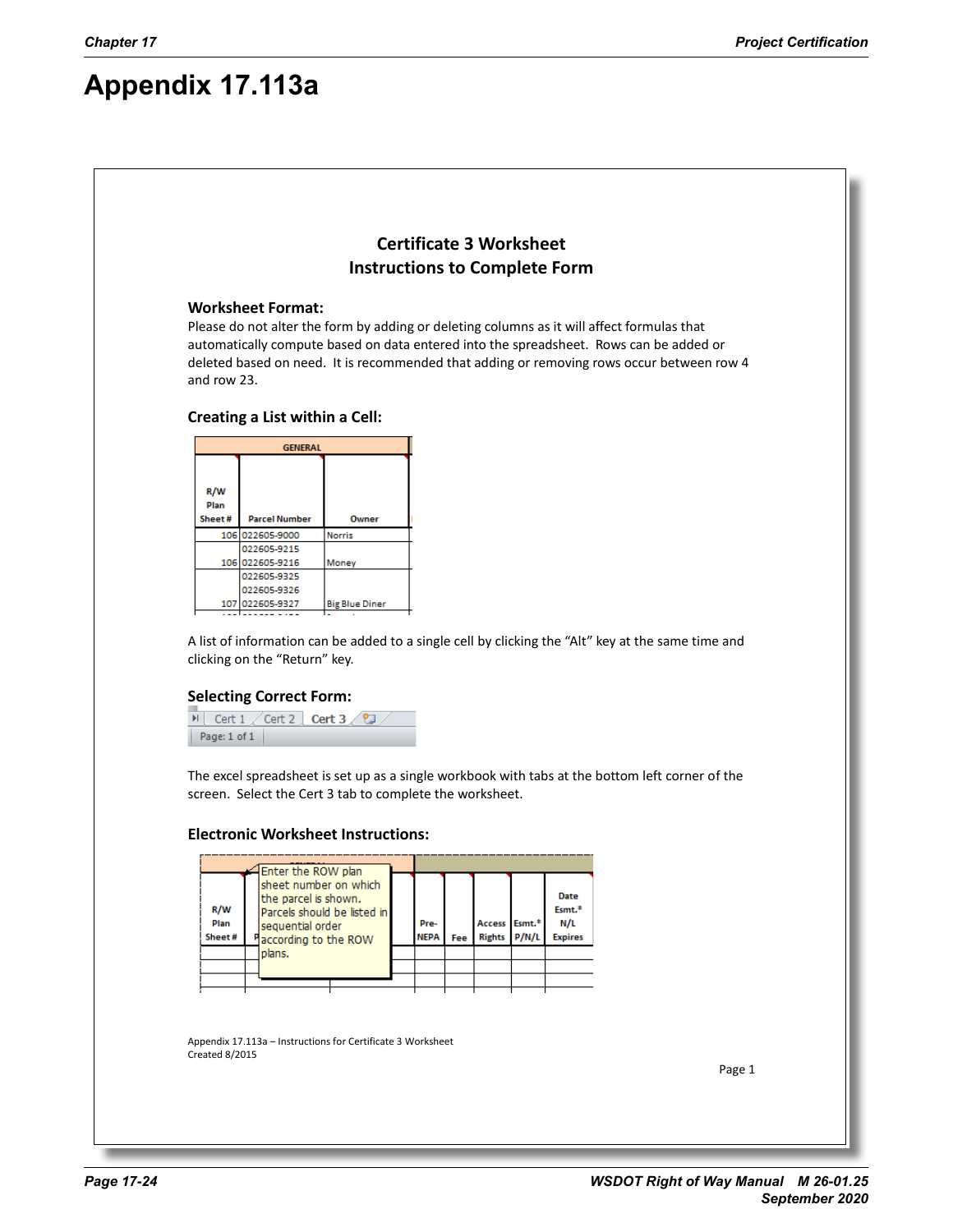# Appendix 17.113a

## Certificate 3 Worksheet
## Instructions to Complete Form

### Worksheet Format:

Please do not alter the form by adding or deleting columns as it will affect formulas that automatically compute based on data entered into the spreadsheet. Rows can be added or deleted based on need. It is recommended that adding or removing rows occur between row 4 and row 23.

### Creating a List within a Cell:

| GENERAL | | |
|---|---|---|
| R/W Plan Sheet # | Parcel Number | Owner |
| 106 | 022605-9000 | Norris |
| 106 | 022605-9215<br>022605-9216 | Money |
| 107 | 022605-9325<br>022605-9326<br>022605-9327 | Big Blue Diner |

A list of information can be added to a single cell by clicking the "Alt" key at the same time and clicking on the "Return" key.

### Selecting Correct Form:

Cert 1 | Cert 2 | Cert 3

Page: 1 of 1

The excel spreadsheet is set up as a single workbook with tabs at the bottom left corner of the screen. Select the Cert 3 tab to complete the worksheet.

### Electronic Worksheet Instructions:

| R/W Plan Sheet # | | | Pre-NEPA | Fee | Access Rights | Esmt.* P/N/L | Date Esmt.* N/L Expires |
|---|---|---|---|---|---|---|---|

Enter the ROW plan sheet number on which the parcel is shown. Parcels should be listed in sequential order according to the ROW plans.

Appendix 17.113a – Instructions for Certificate 3 Worksheet
Created 8/2015

Page 1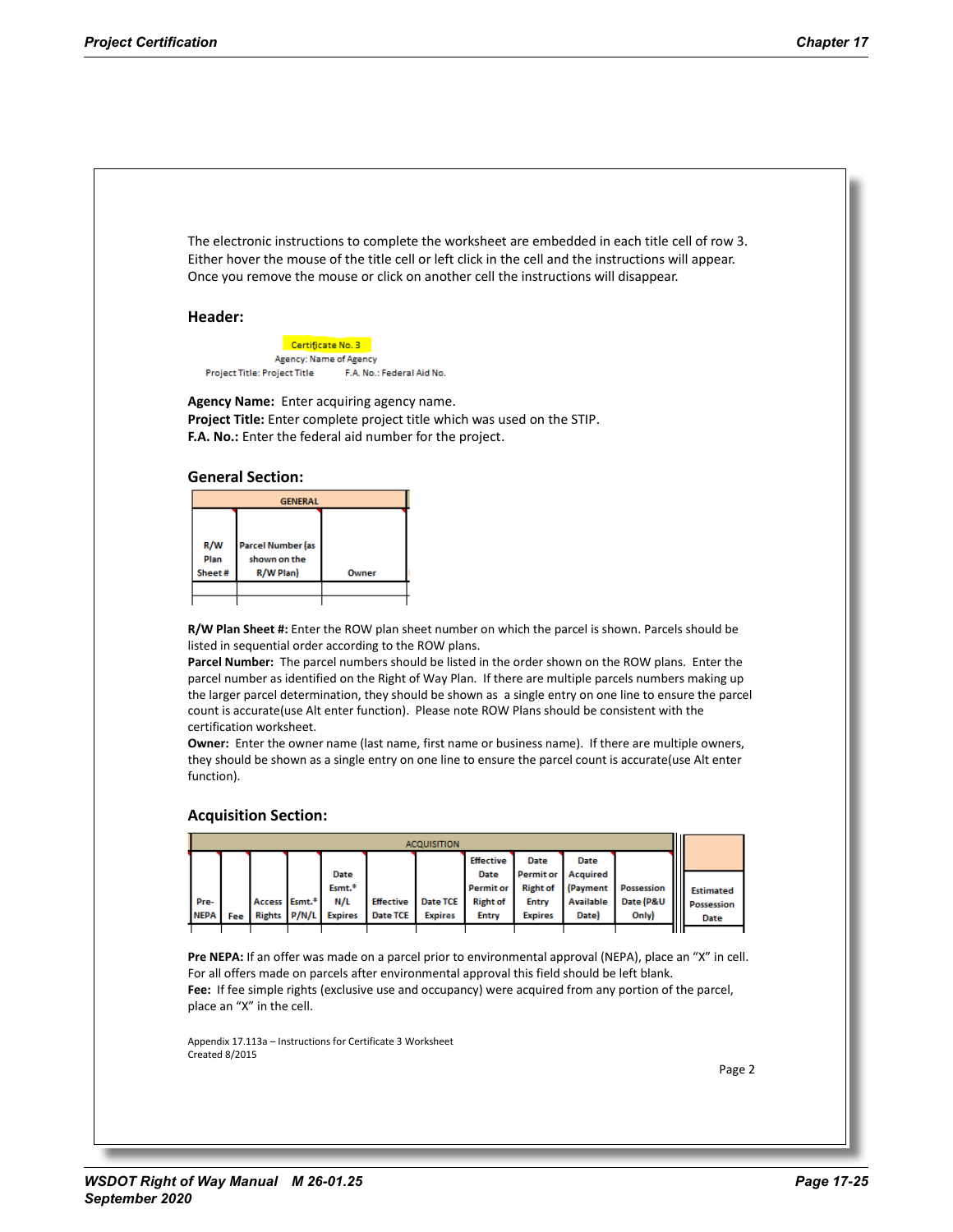The electronic instructions to complete the worksheet are embedded in each title cell of row 3. Either hover the mouse of the title cell or left click in the cell and the instructions will appear. Once you remove the mouse or click on another cell the instructions will disappear.

## Header:

Certificate No. 3
Agency: Name of Agency
Project Title: Project Title F.A. No.: Federal Aid No.

**Agency Name:** Enter acquiring agency name.
**Project Title:** Enter complete project title which was used on the STIP.
**F.A. No.:** Enter the federal aid number for the project.

## General Section:

| GENERAL | | |
|---|---|---|
| R/W Plan Sheet # | Parcel Number (as shown on the R/W Plan) | Owner |
| | | |

**R/W Plan Sheet #:** Enter the ROW plan sheet number on which the parcel is shown. Parcels should be listed in sequential order according to the ROW plans.
**Parcel Number:** The parcel numbers should be listed in the order shown on the ROW plans. Enter the parcel number as identified on the Right of Way Plan. If there are multiple parcels numbers making up the larger parcel determination, they should be shown as a single entry on one line to ensure the parcel count is accurate(use Alt enter function). Please note ROW Plans should be consistent with the certification worksheet.
**Owner:** Enter the owner name (last name, first name or business name). If there are multiple owners, they should be shown as a single entry on one line to ensure the parcel count is accurate(use Alt enter function).

## Acquisition Section:

| ACQUISITION | | | | | | | | | | | |
|---|---|---|---|---|---|---|---|---|---|---|---|
| Pre-NEPA | Fee | Access Rights | Esmt.* P/N/L | Date Esmt.* N/L Expires | Effective Date TCE | Date TCE Expires | Effective Date Permit or Right of Entry | Date Permit or Right of Entry Expires | Date Acquired (Payment Available Date) | Possession Date (P&U Only) | Estimated Possession Date |
| | | | | | | | | | | | |

**Pre NEPA:** If an offer was made on a parcel prior to environmental approval (NEPA), place an "X" in cell. For all offers made on parcels after environmental approval this field should be left blank.
**Fee:** If fee simple rights (exclusive use and occupancy) were acquired from any portion of the parcel, place an "X" in the cell.

Appendix 17.113a – Instructions for Certificate 3 Worksheet
Created 8/2015

Page 2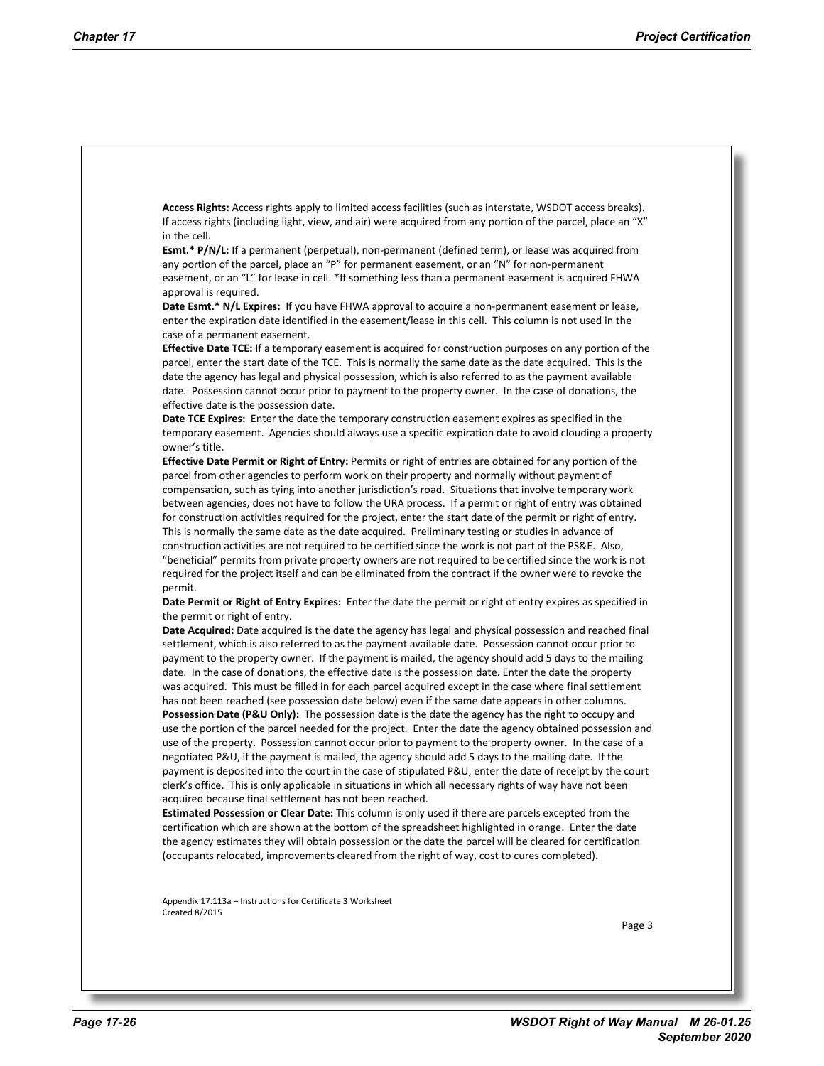**Access Rights:** Access rights apply to limited access facilities (such as interstate, WSDOT access breaks). If access rights (including light, view, and air) were acquired from any portion of the parcel, place an "X" in the cell.

**Esmt.* P/N/L:** If a permanent (perpetual), non-permanent (defined term), or lease was acquired from any portion of the parcel, place an "P" for permanent easement, or an "N" for non-permanent easement, or an "L" for lease in cell. *If something less than a permanent easement is acquired FHWA approval is required.

**Date Esmt.* N/L Expires:** If you have FHWA approval to acquire a non-permanent easement or lease, enter the expiration date identified in the easement/lease in this cell. This column is not used in the case of a permanent easement.

**Effective Date TCE:** If a temporary easement is acquired for construction purposes on any portion of the parcel, enter the start date of the TCE. This is normally the same date as the date acquired. This is the date the agency has legal and physical possession, which is also referred to as the payment available date. Possession cannot occur prior to payment to the property owner. In the case of donations, the effective date is the possession date.

**Date TCE Expires:** Enter the date the temporary construction easement expires as specified in the temporary easement. Agencies should always use a specific expiration date to avoid clouding a property owner's title.

**Effective Date Permit or Right of Entry:** Permits or right of entries are obtained for any portion of the parcel from other agencies to perform work on their property and normally without payment of compensation, such as tying into another jurisdiction's road. Situations that involve temporary work between agencies, does not have to follow the URA process. If a permit or right of entry was obtained for construction activities required for the project, enter the start date of the permit or right of entry. This is normally the same date as the date acquired. Preliminary testing or studies in advance of construction activities are not required to be certified since the work is not part of the PS&E. Also, "beneficial" permits from private property owners are not required to be certified since the work is not required for the project itself and can be eliminated from the contract if the owner were to revoke the permit.

**Date Permit or Right of Entry Expires:** Enter the date the permit or right of entry expires as specified in the permit or right of entry.

**Date Acquired:** Date acquired is the date the agency has legal and physical possession and reached final settlement, which is also referred to as the payment available date. Possession cannot occur prior to payment to the property owner. If the payment is mailed, the agency should add 5 days to the mailing date. In the case of donations, the effective date is the possession date. Enter the date the property was acquired. This must be filled in for each parcel acquired except in the case where final settlement has not been reached (see possession date below) even if the same date appears in other columns.

**Possession Date (P&U Only):** The possession date is the date the agency has the right to occupy and use the portion of the parcel needed for the project. Enter the date the agency obtained possession and use of the property. Possession cannot occur prior to payment to the property owner. In the case of a negotiated P&U, if the payment is mailed, the agency should add 5 days to the mailing date. If the payment is deposited into the court in the case of stipulated P&U, enter the date of receipt by the court clerk's office. This is only applicable in situations in which all necessary rights of way have not been acquired because final settlement has not been reached.

**Estimated Possession or Clear Date:** This column is only used if there are parcels excepted from the certification which are shown at the bottom of the spreadsheet highlighted in orange. Enter the date the agency estimates they will obtain possession or the date the parcel will be cleared for certification (occupants relocated, improvements cleared from the right of way, cost to cures completed).

Appendix 17.113a – Instructions for Certificate 3 Worksheet
Created 8/2015

Page 3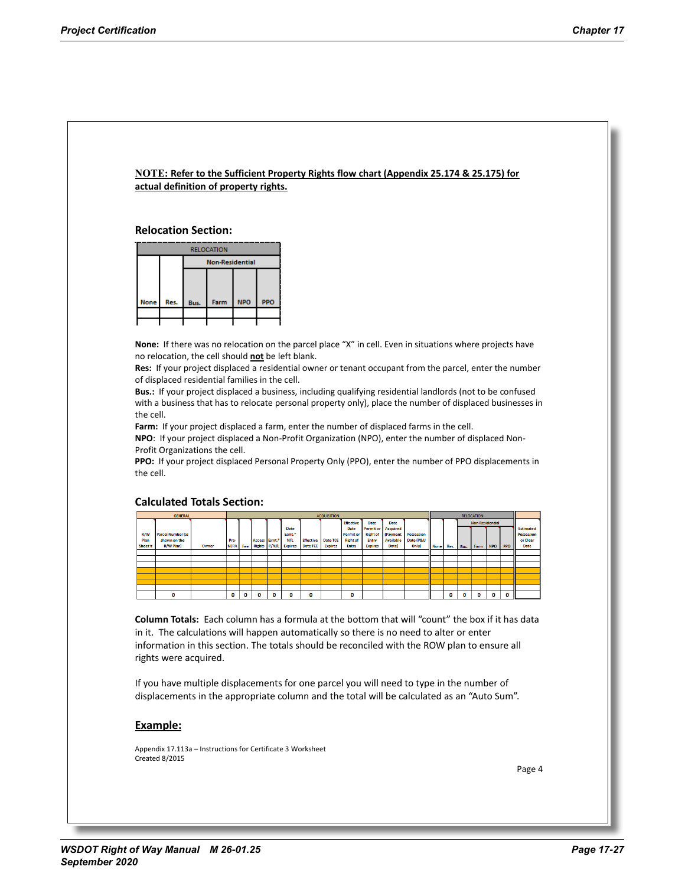**NOTE: Refer to the Sufficient Property Rights flow chart (Appendix 25.174 & 25.175) for actual definition of property rights.**

## Relocation Section:

| RELOCATION | | | | | |
|---|---|---|---|---|---|
| | | Non-Residential | | | |
| None | Res. | Bus. | Farm | NPO | PPO |
| | | | | | |

**None:** If there was no relocation on the parcel place "X" in cell. Even in situations where projects have no relocation, the cell should **not** be left blank.

**Res:** If your project displaced a residential owner or tenant occupant from the parcel, enter the number of displaced residential families in the cell.

**Bus.:** If your project displaced a business, including qualifying residential landlords (not to be confused with a business that has to relocate personal property only), place the number of displaced businesses in the cell.

**Farm:** If your project displaced a farm, enter the number of displaced farms in the cell.

**NPO**: If your project displaced a Non-Profit Organization (NPO), enter the number of displaced Non-Profit Organizations the cell.

**PPO:** If your project displaced Personal Property Only (PPO), enter the number of PPO displacements in the cell.

## Calculated Totals Section:

| GENERAL | | | ACQUISITION | | | | | | | | | | | RELOCATION | | | | | | |
|---|---|---|---|---|---|---|---|---|---|---|---|---|---|---|---|---|---|---|---|---|
| | | | | | | | | | | | | | | | | Non-Residential | | | | |
| R/W Plan Sheet # | Parcel Number (as shown on the R/W Plan) | Owner | Pre-NEPA | Fee | Access Rights | Esmt.* P/N/L | Date Esmt.* N/L Expires | Effective Date TCE | Date TCE Expires | Effective Date Permit or Right of Entry | Date Permit or Right of Entry Expires | Date Acquired (Payment Available Date) | Possession Date (P&U Only) | None | Res. | Bus. | Farm | NPO | PPO | Estimated Possession or Clear Date |
| | | | | | | | | | | | | | | | | | | | | |
| | | | | | | | | | | | | | | | | | | | | |
| | | | | | | | | | | | | | | | | | | | | |
| | | | | | | | | | | | | | | | | | | | | |
| | | | | | | | | | | | | | | | | | | | | |
| | | | | | | | | | | | | | | | | | | | | |
| | | | | | | | | | | | | | | | | | | | | |
| | | | | | | | | | | | | | | | | | | | | |
| | 0 | | 0 | 0 | 0 | 0 | 0 | 0 | | 0 | | | | | 0 | 0 | 0 | 0 | 0 | |

**Column Totals:** Each column has a formula at the bottom that will "count" the box if it has data in it. The calculations will happen automatically so there is no need to alter or enter information in this section. The totals should be reconciled with the ROW plan to ensure all rights were acquired.

If you have multiple displacements for one parcel you will need to type in the number of displacements in the appropriate column and the total will be calculated as an "Auto Sum".

## Example:

Appendix 17.113a – Instructions for Certificate 3 Worksheet
Created 8/2015

Page 4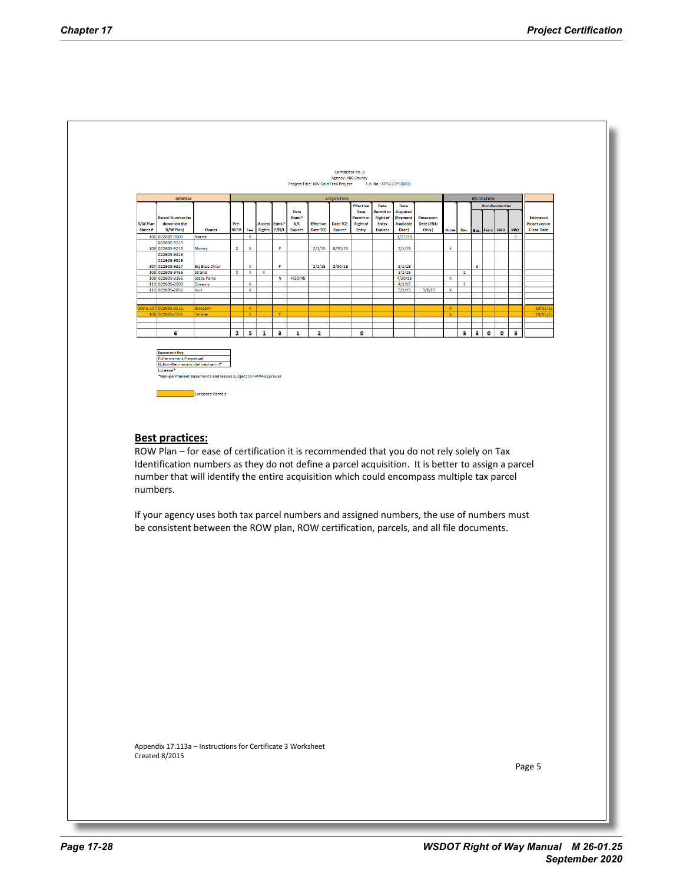Certificate No. 3
Agency: ABC County
Project Title: NW Gold Trail Project F.A. No.: STPU 2145(001)

| GENERAL | | | ACQUISITION | | | | | | | | | | | RELOCATION | | | | | | | |
|---|---|---|---|---|---|---|---|---|---|---|---|---|---|---|---|---|---|---|---|---|---|
| | | | | | | | | | | | | | | | | Non-Residential | | | | | |
| R/W Plan Sheet # | Parcel Number (as shown on the R/W Plan) | Owner | Pre-NEPA | Fee | Access Rights | Esmt.[2] P/N/L | Date Esmt.[2] N/L Expires | Effective Date TCE | Date TCE Expires | Effective Date Permit or Right of Entry | Date Permit or Right of Entry Expires | Date Acquired (Payment Available Date) | Possession Date (P&U Only) | None | Res. | Bus. | Farm | NPO | PPO | Estimated Possession or Clear Date |
| 106 | 022605-9000 | Norris | | X | | | | | | | | 1/21/15 | | | | | | | 3 | |
| 106 | 022605-9215 022605-9216 | Money | X | X | | P | | 2/1/15 | 8/30/15 | | | 2/1/15 | | X | | | | | | |
| 107 | 022605-9325 022605-9326 022605-9327 | Big Blue Diner | | X | | P | | 2/1/15 | 8/30/15 | | | 2/1/15 | | | | 3 | | | | |
| 108 | 022605-9456 | Strand | X | X | X | | | | | | | 3/1/15 | | | 2 | | | | | |
| 109 | 022605-9165 | State Parks | | | | N | 4/30/45 | | | | | 4/30/15 | | X | | | | | | |
| 111 | 022605-8500 | Dreamy | | X | | | | | | | | 4/1/15 | | | 1 | | | | | |
| 112 | 022605-7852 | Kort | | X | | | | | | | | 5/2/15 | 3/6/15 | X | | | | | | |
| | | | | | | | | | | | | | | | | | | | | |
| 106 & 107 | 022605-9512 | Blossom | | X | | | | | | | | | | X | | | | | | 10/15/15 |
| 108 | 022605-7256 | Falkner | | X | | P | | | | | | | | X | | | | | | 10/15/15 |
| | 6 | | 2 | 5 | 1 | 3 | 1 | 2 | | 0 | | | | | 3 | 3 | 0 | 0 | 3 | |

| Easement Key |
|---|
| P=Permanent/Perpetual |
| N=Non-Permanent (defined term)* |
| L=Lease* |

*Non-permanent easements and leases subject to FHWA approval

Excepted Parcels (highlighted)

## Best practices:

ROW Plan – for ease of certification it is recommended that you do not rely solely on Tax Identification numbers as they do not define a parcel acquisition. It is better to assign a parcel number that will identify the entire acquisition which could encompass multiple tax parcel numbers.

If your agency uses both tax parcel numbers and assigned numbers, the use of numbers must be consistent between the ROW plan, ROW certification, parcels, and all file documents.

Appendix 17.113a – Instructions for Certificate 3 Worksheet
Created 8/2015

Page 5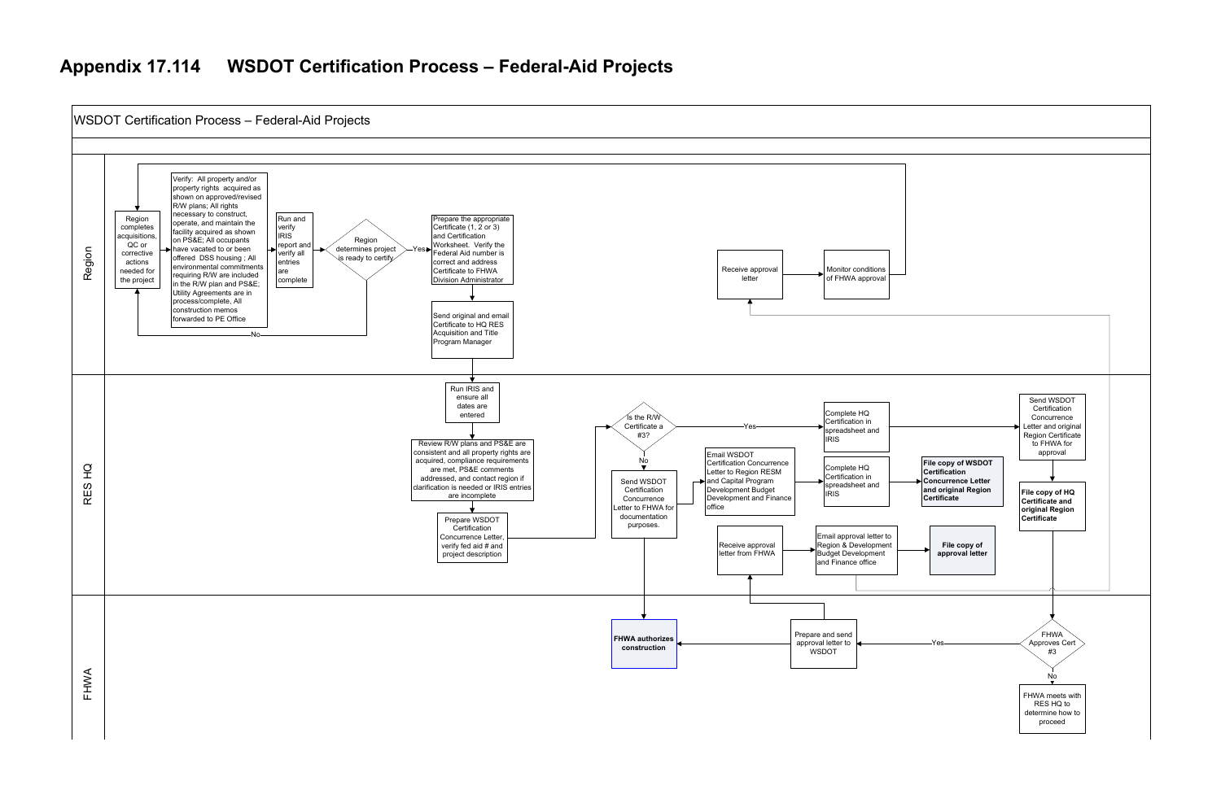# Appendix 17.114 WSDOT Certification Process – Federal-Aid Projects

WSDOT Certification Process – Federal-Aid Projects

Region

Region completes acquisitions, QC or corrective actions needed for the project

Verify: All property and/or property rights acquired as shown on approved/revised R/W plans; All rights necessary to construct, operate, and maintain the facility acquired as shown on PS&E; All occupants have vacated to or been offered DSS housing ; All environmental commitments requiring R/W are included in the R/W plan and PS&E; Utility Agreements are in process/complete, All construction memos forwarded to PE Office

Run and verify IRIS report and verify all entries are complete

Region determines project is ready to certify

Yes

No

Prepare the appropriate Certificate (1, 2 or 3) and Certification Worksheet. Verify the Federal Aid number is correct and address Certificate to FHWA Division Administrator

Send original and email Certificate to HQ RES Acquisition and Title Program Manager

Receive approval letter

Monitor conditions of FHWA approval

RES HQ

Run IRIS and ensure all dates are entered

Review R/W plans and PS&E are consistent and all property rights are acquired, compliance requirements are met, PS&E comments addressed, and contact region if clarification is needed or IRIS entries are incomplete

Prepare WSDOT Certification Concurrence Letter, verify fed aid # and project description

Is the R/W Certificate a #3?

Yes

No

Send WSDOT Certification Concurrence Letter to FHWA for documentation purposes.

Email WSDOT Certification Concurrence Letter to Region RESM and Capital Program Development Budget Development and Finance office

Complete HQ Certification in spreadsheet and IRIS

File copy of WSDOT Certification Concurrence Letter and original Region Certificate

Complete HQ Certification in spreadsheet and IRIS

Send WSDOT Certification Concurrence Letter and original Region Certificate to FHWA for approval

File copy of HQ Certificate and original Region Certificate

Receive approval letter from FHWA

Email approval letter to Region & Development Budget Development and Finance office

File copy of approval letter

FHWA

FHWA authorizes construction

Prepare and send approval letter to WSDOT

FHWA Approves Cert #3

Yes

No

FHWA meets with RES HQ to determine how to proceed